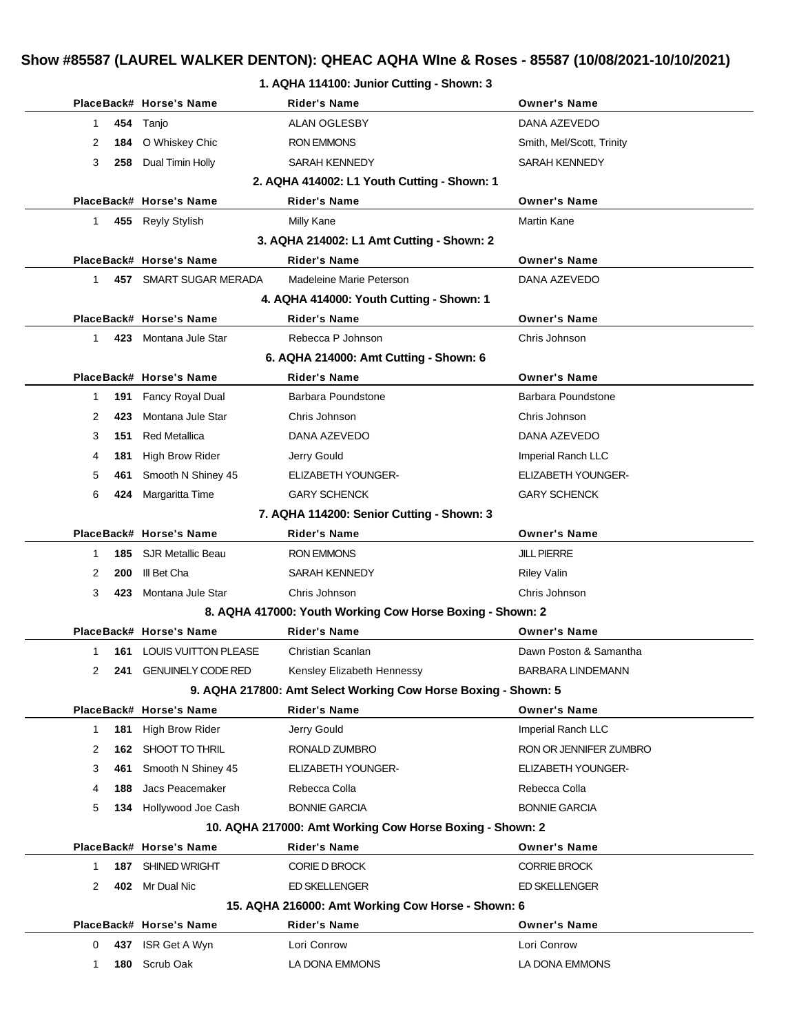# Show #85587 (LAUREL WALKER DENTON): QHEAC AQHA WIne & Roses - 85587 (10/08/2021-10/10/2021)

## 1. AQHA 114100: Junior Cutting - Shown: 3

| Place | Back# | Horse's Name | Rider's Name | Owner's Name |
|---|---|---|---|---|
| 1 | 454 | Tanjo | ALAN OGLESBY | DANA AZEVEDO |
| 2 | 184 | O Whiskey Chic | RON EMMONS | Smith, Mel/Scott, Trinity |
| 3 | 258 | Dual Timin Holly | SARAH KENNEDY | SARAH KENNEDY |

## 2. AQHA 414002: L1 Youth Cutting - Shown: 1

| Place | Back# | Horse's Name | Rider's Name | Owner's Name |
|---|---|---|---|---|
| 1 | 455 | Reyly Stylish | Milly Kane | Martin Kane |

## 3. AQHA 214002: L1 Amt Cutting - Shown: 2

| Place | Back# | Horse's Name | Rider's Name | Owner's Name |
|---|---|---|---|---|
| 1 | 457 | SMART SUGAR MERADA | Madeleine Marie Peterson | DANA AZEVEDO |

## 4. AQHA 414000: Youth Cutting - Shown: 1

| Place | Back# | Horse's Name | Rider's Name | Owner's Name |
|---|---|---|---|---|
| 1 | 423 | Montana Jule Star | Rebecca P Johnson | Chris Johnson |

## 6. AQHA 214000: Amt Cutting - Shown: 6

| Place | Back# | Horse's Name | Rider's Name | Owner's Name |
|---|---|---|---|---|
| 1 | 191 | Fancy Royal Dual | Barbara Poundstone | Barbara Poundstone |
| 2 | 423 | Montana Jule Star | Chris Johnson | Chris Johnson |
| 3 | 151 | Red Metallica | DANA AZEVEDO | DANA AZEVEDO |
| 4 | 181 | High Brow Rider | Jerry Gould | Imperial Ranch LLC |
| 5 | 461 | Smooth N Shiney 45 | ELIZABETH YOUNGER- | ELIZABETH YOUNGER- |
| 6 | 424 | Margaritta Time | GARY SCHENCK | GARY SCHENCK |

## 7. AQHA 114200: Senior Cutting - Shown: 3

| Place | Back# | Horse's Name | Rider's Name | Owner's Name |
|---|---|---|---|---|
| 1 | 185 | SJR Metallic Beau | RON EMMONS | JILL PIERRE |
| 2 | 200 | Ill Bet Cha | SARAH KENNEDY | Riley Valin |
| 3 | 423 | Montana Jule Star | Chris Johnson | Chris Johnson |

## 8. AQHA 417000: Youth Working Cow Horse Boxing - Shown: 2

| Place | Back# | Horse's Name | Rider's Name | Owner's Name |
|---|---|---|---|---|
| 1 | 161 | LOUIS VUITTON PLEASE | Christian Scanlan | Dawn Poston & Samantha |
| 2 | 241 | GENUINELY CODE RED | Kensley Elizabeth Hennessy | BARBARA LINDEMANN |

## 9. AQHA 217800: Amt Select Working Cow Horse Boxing - Shown: 5

| Place | Back# | Horse's Name | Rider's Name | Owner's Name |
|---|---|---|---|---|
| 1 | 181 | High Brow Rider | Jerry Gould | Imperial Ranch LLC |
| 2 | 162 | SHOOT TO THRIL | RONALD ZUMBRO | RON OR JENNIFER ZUMBRO |
| 3 | 461 | Smooth N Shiney 45 | ELIZABETH YOUNGER- | ELIZABETH YOUNGER- |
| 4 | 188 | Jacs Peacemaker | Rebecca Colla | Rebecca Colla |
| 5 | 134 | Hollywood Joe Cash | BONNIE GARCIA | BONNIE GARCIA |

## 10. AQHA 217000: Amt Working Cow Horse Boxing - Shown: 2

| Place | Back# | Horse's Name | Rider's Name | Owner's Name |
|---|---|---|---|---|
| 1 | 187 | SHINED WRIGHT | CORIE D BROCK | CORRIE BROCK |
| 2 | 402 | Mr Dual Nic | ED SKELLENGER | ED SKELLENGER |

## 15. AQHA 216000: Amt Working Cow Horse - Shown: 6

| Place | Back# | Horse's Name | Rider's Name | Owner's Name |
|---|---|---|---|---|
| 0 | 437 | ISR Get A Wyn | Lori Conrow | Lori Conrow |
| 1 | 180 | Scrub Oak | LA DONA EMMONS | LA DONA EMMONS |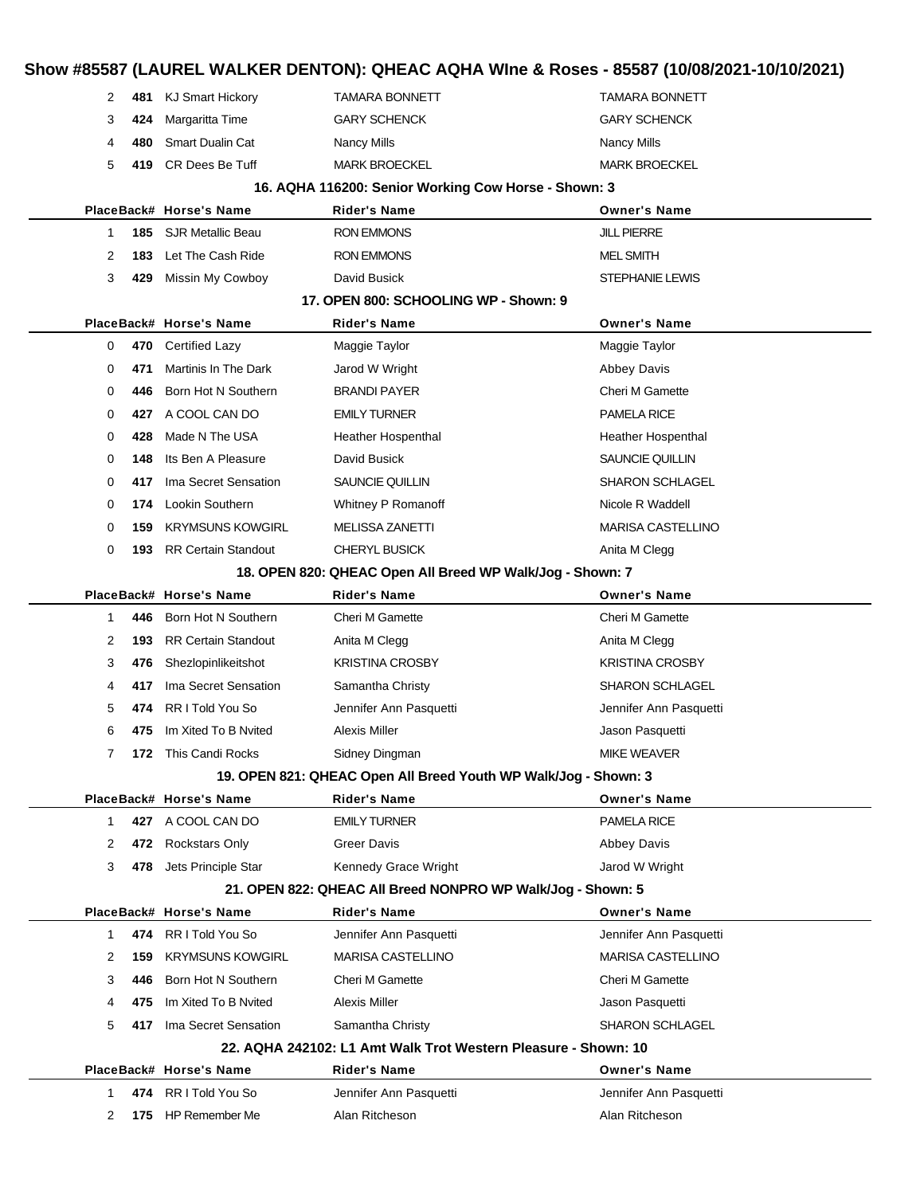## Show #85587 (LAUREL WALKER DENTON): QHEAC AQHA WIne & Roses - 85587 (10/08/2021-10/10/2021)

| Place | Back# | Horse's Name | Rider's Name | Owner's Name |
|---|---|---|---|---|
| 2 | 481 | KJ Smart Hickory | TAMARA BONNETT | TAMARA BONNETT |
| 3 | 424 | Margaritta Time | GARY SCHENCK | GARY SCHENCK |
| 4 | 480 | Smart Dualin Cat | Nancy Mills | Nancy Mills |
| 5 | 419 | CR Dees Be Tuff | MARK BROECKEL | MARK BROECKEL |

### 16. AQHA 116200: Senior Working Cow Horse - Shown: 3

| Place | Back# | Horse's Name | Rider's Name | Owner's Name |
|---|---|---|---|---|
| 1 | 185 | SJR Metallic Beau | RON EMMONS | JILL PIERRE |
| 2 | 183 | Let The Cash Ride | RON EMMONS | MEL SMITH |
| 3 | 429 | Missin My Cowboy | David Busick | STEPHANIE LEWIS |

### 17. OPEN 800: SCHOOLING WP - Shown: 9

| Place | Back# | Horse's Name | Rider's Name | Owner's Name |
|---|---|---|---|---|
| 0 | 470 | Certified Lazy | Maggie Taylor | Maggie Taylor |
| 0 | 471 | Martinis In The Dark | Jarod W Wright | Abbey Davis |
| 0 | 446 | Born Hot N Southern | BRANDI PAYER | Cheri M Gamette |
| 0 | 427 | A COOL CAN DO | EMILY TURNER | PAMELA RICE |
| 0 | 428 | Made N The USA | Heather Hospenthal | Heather Hospenthal |
| 0 | 148 | Its Ben A Pleasure | David Busick | SAUNCIE QUILLIN |
| 0 | 417 | Ima Secret Sensation | SAUNCIE QUILLIN | SHARON SCHLAGEL |
| 0 | 174 | Lookin Southern | Whitney P Romanoff | Nicole R Waddell |
| 0 | 159 | KRYMSUNS KOWGIRL | MELISSA ZANETTI | MARISA CASTELLINO |
| 0 | 193 | RR Certain Standout | CHERYL BUSICK | Anita M Clegg |

### 18. OPEN 820: QHEAC Open All Breed WP Walk/Jog - Shown: 7

| Place | Back# | Horse's Name | Rider's Name | Owner's Name |
|---|---|---|---|---|
| 1 | 446 | Born Hot N Southern | Cheri M Gamette | Cheri M Gamette |
| 2 | 193 | RR Certain Standout | Anita M Clegg | Anita M Clegg |
| 3 | 476 | Shezlopinlikeitshot | KRISTINA CROSBY | KRISTINA CROSBY |
| 4 | 417 | Ima Secret Sensation | Samantha Christy | SHARON SCHLAGEL |
| 5 | 474 | RR I Told You So | Jennifer Ann Pasquetti | Jennifer Ann Pasquetti |
| 6 | 475 | Im Xited To B Nvited | Alexis Miller | Jason Pasquetti |
| 7 | 172 | This Candi Rocks | Sidney Dingman | MIKE WEAVER |

### 19. OPEN 821: QHEAC Open All Breed Youth WP Walk/Jog - Shown: 3

| Place | Back# | Horse's Name | Rider's Name | Owner's Name |
|---|---|---|---|---|
| 1 | 427 | A COOL CAN DO | EMILY TURNER | PAMELA RICE |
| 2 | 472 | Rockstars Only | Greer Davis | Abbey Davis |
| 3 | 478 | Jets Principle Star | Kennedy Grace Wright | Jarod W Wright |

### 21. OPEN 822: QHEAC All Breed NONPRO WP Walk/Jog - Shown: 5

| Place | Back# | Horse's Name | Rider's Name | Owner's Name |
|---|---|---|---|---|
| 1 | 474 | RR I Told You So | Jennifer Ann Pasquetti | Jennifer Ann Pasquetti |
| 2 | 159 | KRYMSUNS KOWGIRL | MARISA CASTELLINO | MARISA CASTELLINO |
| 3 | 446 | Born Hot N Southern | Cheri M Gamette | Cheri M Gamette |
| 4 | 475 | Im Xited To B Nvited | Alexis Miller | Jason Pasquetti |
| 5 | 417 | Ima Secret Sensation | Samantha Christy | SHARON SCHLAGEL |

### 22. AQHA 242102: L1 Amt Walk Trot Western Pleasure - Shown: 10

| Place | Back# | Horse's Name | Rider's Name | Owner's Name |
|---|---|---|---|---|
| 1 | 474 | RR I Told You So | Jennifer Ann Pasquetti | Jennifer Ann Pasquetti |
| 2 | 175 | HP Remember Me | Alan Ritcheson | Alan Ritcheson |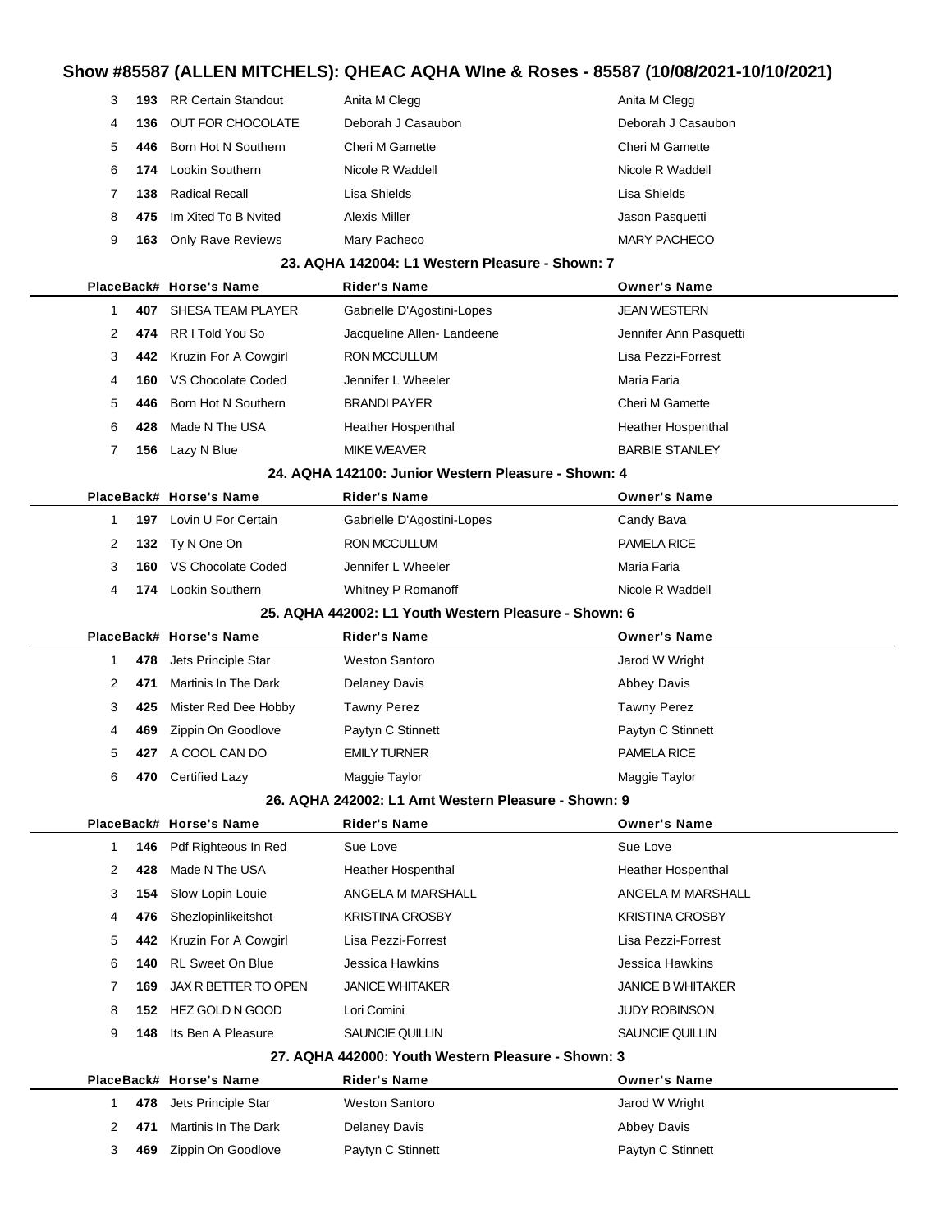| Place | Back# | Horse's Name | Rider's Name | Owner's Name |
|---|---|---|---|---|
| 3 | **193** | RR Certain Standout | Anita M Clegg | Anita M Clegg |
| 4 | **136** | OUT FOR CHOCOLATE | Deborah J Casaubon | Deborah J Casaubon |
| 5 | **446** | Born Hot N Southern | Cheri M Gamette | Cheri M Gamette |
| 6 | **174** | Lookin Southern | Nicole R Waddell | Nicole R Waddell |
| 7 | **138** | Radical Recall | Lisa Shields | Lisa Shields |
| 8 | **475** | Im Xited To B Nvited | Alexis Miller | Jason Pasquetti |
| 9 | **163** | Only Rave Reviews | Mary Pacheco | MARY PACHECO |

### 23. AQHA 142004: L1 Western Pleasure - Shown: 7

| Place | Back# | Horse's Name | Rider's Name | Owner's Name |
|---|---|---|---|---|
| 1 | **407** | SHESA TEAM PLAYER | Gabrielle D'Agostini-Lopes | JEAN WESTERN |
| 2 | **474** | RR I Told You So | Jacqueline Allen- Landeene | Jennifer Ann Pasquetti |
| 3 | **442** | Kruzin For A Cowgirl | RON MCCULLUM | Lisa Pezzi-Forrest |
| 4 | **160** | VS Chocolate Coded | Jennifer L Wheeler | Maria Faria |
| 5 | **446** | Born Hot N Southern | BRANDI PAYER | Cheri M Gamette |
| 6 | **428** | Made N The USA | Heather Hospenthal | Heather Hospenthal |
| 7 | **156** | Lazy N Blue | MIKE WEAVER | BARBIE STANLEY |

### 24. AQHA 142100: Junior Western Pleasure - Shown: 4

| Place | Back# | Horse's Name | Rider's Name | Owner's Name |
|---|---|---|---|---|
| 1 | **197** | Lovin U For Certain | Gabrielle D'Agostini-Lopes | Candy Bava |
| 2 | **132** | Ty N One On | RON MCCULLUM | PAMELA RICE |
| 3 | **160** | VS Chocolate Coded | Jennifer L Wheeler | Maria Faria |
| 4 | **174** | Lookin Southern | Whitney P Romanoff | Nicole R Waddell |

### 25. AQHA 442002: L1 Youth Western Pleasure - Shown: 6

| Place | Back# | Horse's Name | Rider's Name | Owner's Name |
|---|---|---|---|---|
| 1 | **478** | Jets Principle Star | Weston Santoro | Jarod W Wright |
| 2 | **471** | Martinis In The Dark | Delaney Davis | Abbey Davis |
| 3 | **425** | Mister Red Dee Hobby | Tawny Perez | Tawny Perez |
| 4 | **469** | Zippin On Goodlove | Paytyn C Stinnett | Paytyn C Stinnett |
| 5 | **427** | A COOL CAN DO | EMILY TURNER | PAMELA RICE |
| 6 | **470** | Certified Lazy | Maggie Taylor | Maggie Taylor |

### 26. AQHA 242002: L1 Amt Western Pleasure - Shown: 9

| Place | Back# | Horse's Name | Rider's Name | Owner's Name |
|---|---|---|---|---|
| 1 | **146** | Pdf Righteous In Red | Sue Love | Sue Love |
| 2 | **428** | Made N The USA | Heather Hospenthal | Heather Hospenthal |
| 3 | **154** | Slow Lopin Louie | ANGELA M MARSHALL | ANGELA M MARSHALL |
| 4 | **476** | Shezlopinlikeitshot | KRISTINA CROSBY | KRISTINA CROSBY |
| 5 | **442** | Kruzin For A Cowgirl | Lisa Pezzi-Forrest | Lisa Pezzi-Forrest |
| 6 | **140** | RL Sweet On Blue | Jessica Hawkins | Jessica Hawkins |
| 7 | **169** | JAX R BETTER TO OPEN | JANICE WHITAKER | JANICE B WHITAKER |
| 8 | **152** | HEZ GOLD N GOOD | Lori Comini | JUDY ROBINSON |
| 9 | **148** | Its Ben A Pleasure | SAUNCIE QUILLIN | SAUNCIE QUILLIN |

### 27. AQHA 442000: Youth Western Pleasure - Shown: 3

| Place | Back# | Horse's Name | Rider's Name | Owner's Name |
|---|---|---|---|---|
| 1 | **478** | Jets Principle Star | Weston Santoro | Jarod W Wright |
| 2 | **471** | Martinis In The Dark | Delaney Davis | Abbey Davis |
| 3 | **469** | Zippin On Goodlove | Paytyn C Stinnett | Paytyn C Stinnett |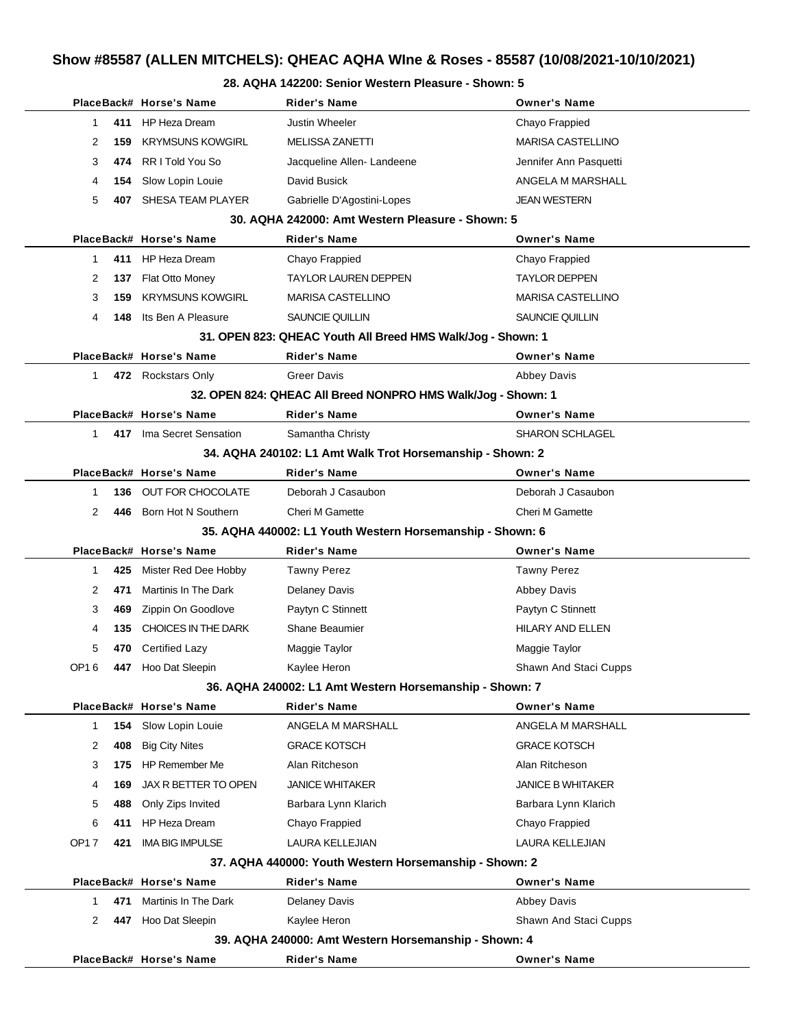# Show #85587 (ALLEN MITCHELS): QHEAC AQHA WIne & Roses - 85587 (10/08/2021-10/10/2021)

## 28. AQHA 142200: Senior Western Pleasure - Shown: 5

| Place | Back# | Horse's Name | Rider's Name | Owner's Name |
|---|---|---|---|---|
| 1 | 411 | HP Heza Dream | Justin Wheeler | Chayo Frappied |
| 2 | 159 | KRYMSUNS KOWGIRL | MELISSA ZANETTI | MARISA CASTELLINO |
| 3 | 474 | RR I Told You So | Jacqueline Allen- Landeene | Jennifer Ann Pasquetti |
| 4 | 154 | Slow Lopin Louie | David Busick | ANGELA M MARSHALL |
| 5 | 407 | SHESA TEAM PLAYER | Gabrielle D'Agostini-Lopes | JEAN WESTERN |

## 30. AQHA 242000: Amt Western Pleasure - Shown: 5

| Place | Back# | Horse's Name | Rider's Name | Owner's Name |
|---|---|---|---|---|
| 1 | 411 | HP Heza Dream | Chayo Frappied | Chayo Frappied |
| 2 | 137 | Flat Otto Money | TAYLOR LAUREN DEPPEN | TAYLOR DEPPEN |
| 3 | 159 | KRYMSUNS KOWGIRL | MARISA CASTELLINO | MARISA CASTELLINO |
| 4 | 148 | Its Ben A Pleasure | SAUNCIE QUILLIN | SAUNCIE QUILLIN |

## 31. OPEN 823: QHEAC Youth All Breed HMS Walk/Jog - Shown: 1

| Place | Back# | Horse's Name | Rider's Name | Owner's Name |
|---|---|---|---|---|
| 1 | 472 | Rockstars Only | Greer Davis | Abbey Davis |

## 32. OPEN 824: QHEAC All Breed NONPRO HMS Walk/Jog - Shown: 1

| Place | Back# | Horse's Name | Rider's Name | Owner's Name |
|---|---|---|---|---|
| 1 | 417 | Ima Secret Sensation | Samantha Christy | SHARON SCHLAGEL |

## 34. AQHA 240102: L1 Amt Walk Trot Horsemanship - Shown: 2

| Place | Back# | Horse's Name | Rider's Name | Owner's Name |
|---|---|---|---|---|
| 1 | 136 | OUT FOR CHOCOLATE | Deborah J Casaubon | Deborah J Casaubon |
| 2 | 446 | Born Hot N Southern | Cheri M Gamette | Cheri M Gamette |

## 35. AQHA 440002: L1 Youth Western Horsemanship - Shown: 6

| Place | Back# | Horse's Name | Rider's Name | Owner's Name |
|---|---|---|---|---|
| 1 | 425 | Mister Red Dee Hobby | Tawny Perez | Tawny Perez |
| 2 | 471 | Martinis In The Dark | Delaney Davis | Abbey Davis |
| 3 | 469 | Zippin On Goodlove | Paytyn C Stinnett | Paytyn C Stinnett |
| 4 | 135 | CHOICES IN THE DARK | Shane Beaumier | HILARY AND ELLEN |
| 5 | 470 | Certified Lazy | Maggie Taylor | Maggie Taylor |
| OP1 6 | 447 | Hoo Dat Sleepin | Kaylee Heron | Shawn And Staci Cupps |

## 36. AQHA 240002: L1 Amt Western Horsemanship - Shown: 7

| Place | Back# | Horse's Name | Rider's Name | Owner's Name |
|---|---|---|---|---|
| 1 | 154 | Slow Lopin Louie | ANGELA M MARSHALL | ANGELA M MARSHALL |
| 2 | 408 | Big City Nites | GRACE KOTSCH | GRACE KOTSCH |
| 3 | 175 | HP Remember Me | Alan Ritcheson | Alan Ritcheson |
| 4 | 169 | JAX R BETTER TO OPEN | JANICE WHITAKER | JANICE B WHITAKER |
| 5 | 488 | Only Zips Invited | Barbara Lynn Klarich | Barbara Lynn Klarich |
| 6 | 411 | HP Heza Dream | Chayo Frappied | Chayo Frappied |
| OP1 7 | 421 | IMA BIG IMPULSE | LAURA KELLEJIAN | LAURA KELLEJIAN |

## 37. AQHA 440000: Youth Western Horsemanship - Shown: 2

| Place | Back# | Horse's Name | Rider's Name | Owner's Name |
|---|---|---|---|---|
| 1 | 471 | Martinis In The Dark | Delaney Davis | Abbey Davis |
| 2 | 447 | Hoo Dat Sleepin | Kaylee Heron | Shawn And Staci Cupps |

## 39. AQHA 240000: Amt Western Horsemanship - Shown: 4

| Place | Back# | Horse's Name | Rider's Name | Owner's Name |
|---|---|---|---|---|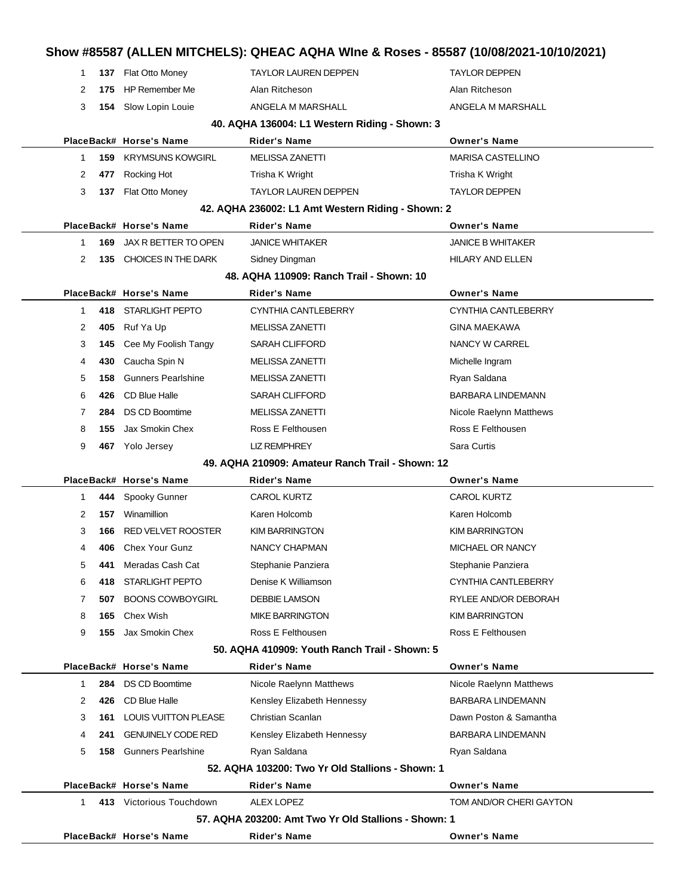# Show #85587 (ALLEN MITCHELS): QHEAC AQHA WIne & Roses - 85587 (10/08/2021-10/10/2021)

| Place | Back# | Horse's Name | Rider's Name | Owner's Name |
|---|---|---|---|---|
| 1 | 137 | Flat Otto Money | TAYLOR LAUREN DEPPEN | TAYLOR DEPPEN |
| 2 | 175 | HP Remember Me | Alan Ritcheson | Alan Ritcheson |
| 3 | 154 | Slow Lopin Louie | ANGELA M MARSHALL | ANGELA M MARSHALL |

### 40. AQHA 136004: L1 Western Riding - Shown: 3

| Place | Back# | Horse's Name | Rider's Name | Owner's Name |
|---|---|---|---|---|
| 1 | 159 | KRYMSUNS KOWGIRL | MELISSA ZANETTI | MARISA CASTELLINO |
| 2 | 477 | Rocking Hot | Trisha K Wright | Trisha K Wright |
| 3 | 137 | Flat Otto Money | TAYLOR LAUREN DEPPEN | TAYLOR DEPPEN |

### 42. AQHA 236002: L1 Amt Western Riding - Shown: 2

| Place | Back# | Horse's Name | Rider's Name | Owner's Name |
|---|---|---|---|---|
| 1 | 169 | JAX R BETTER TO OPEN | JANICE WHITAKER | JANICE B WHITAKER |
| 2 | 135 | CHOICES IN THE DARK | Sidney Dingman | HILARY AND ELLEN |

### 48. AQHA 110909: Ranch Trail - Shown: 10

| Place | Back# | Horse's Name | Rider's Name | Owner's Name |
|---|---|---|---|---|
| 1 | 418 | STARLIGHT PEPTO | CYNTHIA CANTLEBERRY | CYNTHIA CANTLEBERRY |
| 2 | 405 | Ruf Ya Up | MELISSA ZANETTI | GINA MAEKAWA |
| 3 | 145 | Cee My Foolish Tangy | SARAH CLIFFORD | NANCY W CARREL |
| 4 | 430 | Caucha Spin N | MELISSA ZANETTI | Michelle Ingram |
| 5 | 158 | Gunners Pearlshine | MELISSA ZANETTI | Ryan Saldana |
| 6 | 426 | CD Blue Halle | SARAH CLIFFORD | BARBARA LINDEMANN |
| 7 | 284 | DS CD Boomtime | MELISSA ZANETTI | Nicole Raelynn Matthews |
| 8 | 155 | Jax Smokin Chex | Ross E Felthousen | Ross E Felthousen |
| 9 | 467 | Yolo Jersey | LIZ REMPHREY | Sara Curtis |

### 49. AQHA 210909: Amateur Ranch Trail - Shown: 12

| Place | Back# | Horse's Name | Rider's Name | Owner's Name |
|---|---|---|---|---|
| 1 | 444 | Spooky Gunner | CAROL KURTZ | CAROL KURTZ |
| 2 | 157 | Winamillion | Karen Holcomb | Karen Holcomb |
| 3 | 166 | RED VELVET ROOSTER | KIM BARRINGTON | KIM BARRINGTON |
| 4 | 406 | Chex Your Gunz | NANCY CHAPMAN | MICHAEL OR NANCY |
| 5 | 441 | Meradas Cash Cat | Stephanie Panziera | Stephanie Panziera |
| 6 | 418 | STARLIGHT PEPTO | Denise K Williamson | CYNTHIA CANTLEBERRY |
| 7 | 507 | BOONS COWBOYGIRL | DEBBIE LAMSON | RYLEE AND/OR DEBORAH |
| 8 | 165 | Chex Wish | MIKE BARRINGTON | KIM BARRINGTON |
| 9 | 155 | Jax Smokin Chex | Ross E Felthousen | Ross E Felthousen |

### 50. AQHA 410909: Youth Ranch Trail - Shown: 5

| Place | Back# | Horse's Name | Rider's Name | Owner's Name |
|---|---|---|---|---|
| 1 | 284 | DS CD Boomtime | Nicole Raelynn Matthews | Nicole Raelynn Matthews |
| 2 | 426 | CD Blue Halle | Kensley Elizabeth Hennessy | BARBARA LINDEMANN |
| 3 | 161 | LOUIS VUITTON PLEASE | Christian Scanlan | Dawn Poston & Samantha |
| 4 | 241 | GENUINELY CODE RED | Kensley Elizabeth Hennessy | BARBARA LINDEMANN |
| 5 | 158 | Gunners Pearlshine | Ryan Saldana | Ryan Saldana |

### 52. AQHA 103200: Two Yr Old Stallions - Shown: 1

| Place | Back# | Horse's Name | Rider's Name | Owner's Name |
|---|---|---|---|---|
| 1 | 413 | Victorious Touchdown | ALEX LOPEZ | TOM AND/OR CHERI GAYTON |

### 57. AQHA 203200: Amt Two Yr Old Stallions - Shown: 1

| Place | Back# | Horse's Name | Rider's Name | Owner's Name |
|---|---|---|---|---|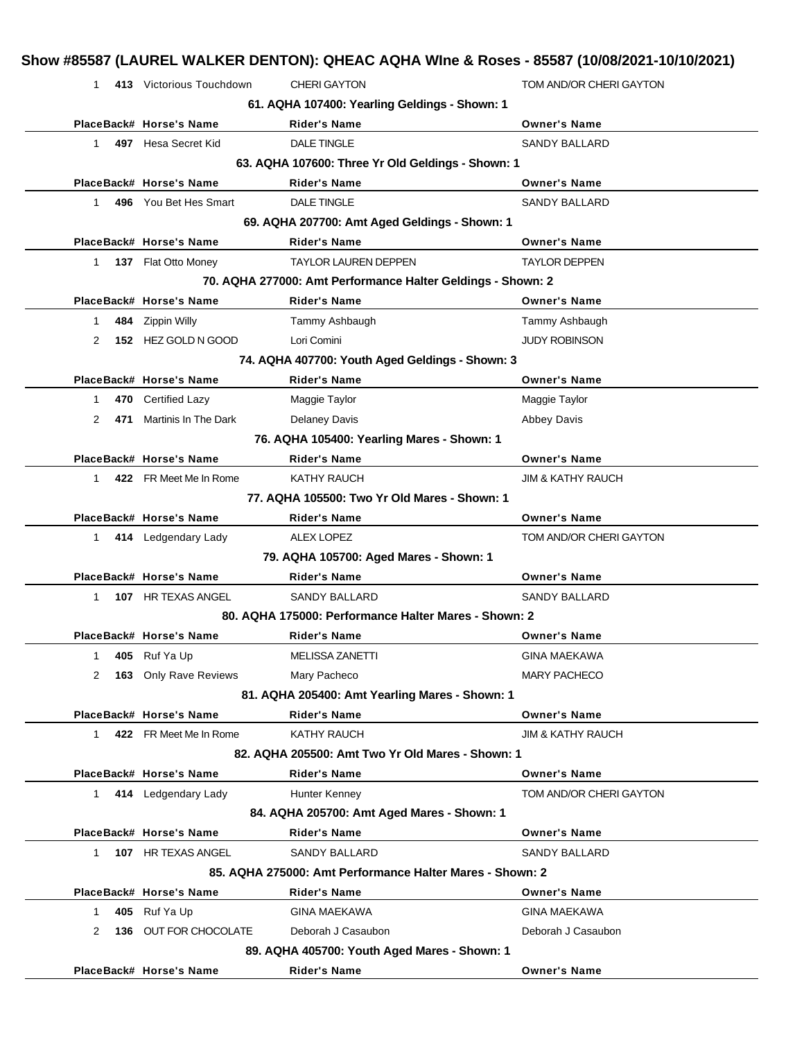## Show #85587 (LAUREL WALKER DENTON): QHEAC AQHA WIne & Roses - 85587 (10/08/2021-10/10/2021)

| Place | Back# | Horse's Name | Rider's Name | Owner's Name |
|---|---|---|---|---|
| 1 | 413 | Victorious Touchdown | CHERI GAYTON | TOM AND/OR CHERI GAYTON |

### 61. AQHA 107400: Yearling Geldings - Shown: 1

| Place | Back# | Horse's Name | Rider's Name | Owner's Name |
|---|---|---|---|---|
| 1 | 497 | Hesa Secret Kid | DALE TINGLE | SANDY BALLARD |

### 63. AQHA 107600: Three Yr Old Geldings - Shown: 1

| Place | Back# | Horse's Name | Rider's Name | Owner's Name |
|---|---|---|---|---|
| 1 | 496 | You Bet Hes Smart | DALE TINGLE | SANDY BALLARD |

### 69. AQHA 207700: Amt Aged Geldings - Shown: 1

| Place | Back# | Horse's Name | Rider's Name | Owner's Name |
|---|---|---|---|---|
| 1 | 137 | Flat Otto Money | TAYLOR LAUREN DEPPEN | TAYLOR DEPPEN |

### 70. AQHA 277000: Amt Performance Halter Geldings - Shown: 2

| Place | Back# | Horse's Name | Rider's Name | Owner's Name |
|---|---|---|---|---|
| 1 | 484 | Zippin Willy | Tammy Ashbaugh | Tammy Ashbaugh |
| 2 | 152 | HEZ GOLD N GOOD | Lori Comini | JUDY ROBINSON |

### 74. AQHA 407700: Youth Aged Geldings - Shown: 3

| Place | Back# | Horse's Name | Rider's Name | Owner's Name |
|---|---|---|---|---|
| 1 | 470 | Certified Lazy | Maggie Taylor | Maggie Taylor |
| 2 | 471 | Martinis In The Dark | Delaney Davis | Abbey Davis |

### 76. AQHA 105400: Yearling Mares - Shown: 1

| Place | Back# | Horse's Name | Rider's Name | Owner's Name |
|---|---|---|---|---|
| 1 | 422 | FR Meet Me In Rome | KATHY RAUCH | JIM & KATHY RAUCH |

### 77. AQHA 105500: Two Yr Old Mares - Shown: 1

| Place | Back# | Horse's Name | Rider's Name | Owner's Name |
|---|---|---|---|---|
| 1 | 414 | Ledgendary Lady | ALEX LOPEZ | TOM AND/OR CHERI GAYTON |

### 79. AQHA 105700: Aged Mares - Shown: 1

| Place | Back# | Horse's Name | Rider's Name | Owner's Name |
|---|---|---|---|---|
| 1 | 107 | HR TEXAS ANGEL | SANDY BALLARD | SANDY BALLARD |

### 80. AQHA 175000: Performance Halter Mares - Shown: 2

| Place | Back# | Horse's Name | Rider's Name | Owner's Name |
|---|---|---|---|---|
| 1 | 405 | Ruf Ya Up | MELISSA ZANETTI | GINA MAEKAWA |
| 2 | 163 | Only Rave Reviews | Mary Pacheco | MARY PACHECO |

### 81. AQHA 205400: Amt Yearling Mares - Shown: 1

| Place | Back# | Horse's Name | Rider's Name | Owner's Name |
|---|---|---|---|---|
| 1 | 422 | FR Meet Me In Rome | KATHY RAUCH | JIM & KATHY RAUCH |

### 82. AQHA 205500: Amt Two Yr Old Mares - Shown: 1

| Place | Back# | Horse's Name | Rider's Name | Owner's Name |
|---|---|---|---|---|
| 1 | 414 | Ledgendary Lady | Hunter Kenney | TOM AND/OR CHERI GAYTON |

### 84. AQHA 205700: Amt Aged Mares - Shown: 1

| Place | Back# | Horse's Name | Rider's Name | Owner's Name |
|---|---|---|---|---|
| 1 | 107 | HR TEXAS ANGEL | SANDY BALLARD | SANDY BALLARD |

### 85. AQHA 275000: Amt Performance Halter Mares - Shown: 2

| Place | Back# | Horse's Name | Rider's Name | Owner's Name |
|---|---|---|---|---|
| 1 | 405 | Ruf Ya Up | GINA MAEKAWA | GINA MAEKAWA |
| 2 | 136 | OUT FOR CHOCOLATE | Deborah J Casaubon | Deborah J Casaubon |

### 89. AQHA 405700: Youth Aged Mares - Shown: 1

| Place | Back# | Horse's Name | Rider's Name | Owner's Name |
|---|---|---|---|---|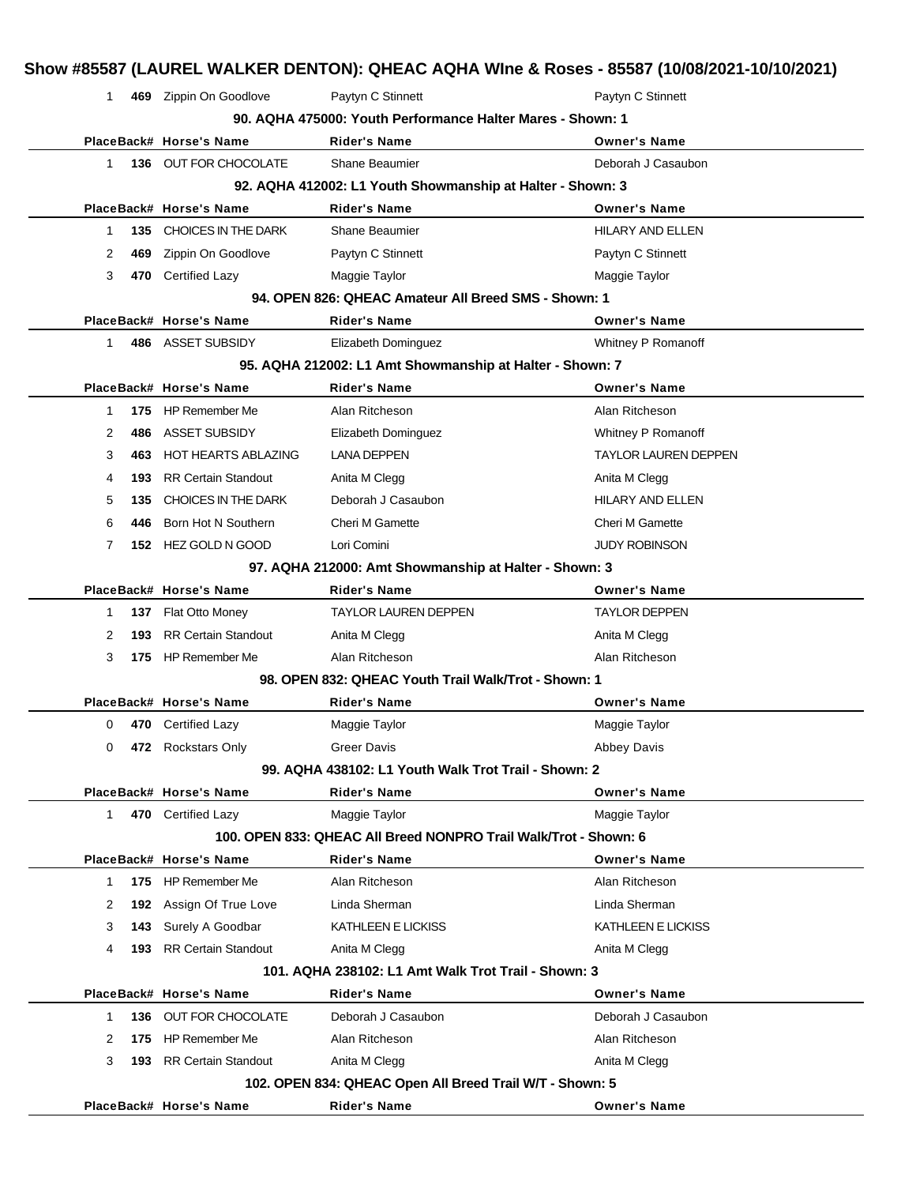# Show #85587 (LAUREL WALKER DENTON): QHEAC AQHA WIne & Roses - 85587 (10/08/2021-10/10/2021)

| Place | Back# | Horse's Name | Rider's Name | Owner's Name |
|---|---|---|---|---|
| 1 | 469 | Zippin On Goodlove | Paytyn C Stinnett | Paytyn C Stinnett |

### 90. AQHA 475000: Youth Performance Halter Mares - Shown: 1

| Place | Back# | Horse's Name | Rider's Name | Owner's Name |
|---|---|---|---|---|
| 1 | 136 | OUT FOR CHOCOLATE | Shane Beaumier | Deborah J Casaubon |

### 92. AQHA 412002: L1 Youth Showmanship at Halter - Shown: 3

| Place | Back# | Horse's Name | Rider's Name | Owner's Name |
|---|---|---|---|---|
| 1 | 135 | CHOICES IN THE DARK | Shane Beaumier | HILARY AND ELLEN |
| 2 | 469 | Zippin On Goodlove | Paytyn C Stinnett | Paytyn C Stinnett |
| 3 | 470 | Certified Lazy | Maggie Taylor | Maggie Taylor |

### 94. OPEN 826: QHEAC Amateur All Breed SMS - Shown: 1

| Place | Back# | Horse's Name | Rider's Name | Owner's Name |
|---|---|---|---|---|
| 1 | 486 | ASSET SUBSIDY | Elizabeth Dominguez | Whitney P Romanoff |

### 95. AQHA 212002: L1 Amt Showmanship at Halter - Shown: 7

| Place | Back# | Horse's Name | Rider's Name | Owner's Name |
|---|---|---|---|---|
| 1 | 175 | HP Remember Me | Alan Ritcheson | Alan Ritcheson |
| 2 | 486 | ASSET SUBSIDY | Elizabeth Dominguez | Whitney P Romanoff |
| 3 | 463 | HOT HEARTS ABLAZING | LANA DEPPEN | TAYLOR LAUREN DEPPEN |
| 4 | 193 | RR Certain Standout | Anita M Clegg | Anita M Clegg |
| 5 | 135 | CHOICES IN THE DARK | Deborah J Casaubon | HILARY AND ELLEN |
| 6 | 446 | Born Hot N Southern | Cheri M Gamette | Cheri M Gamette |
| 7 | 152 | HEZ GOLD N GOOD | Lori Comini | JUDY ROBINSON |

### 97. AQHA 212000: Amt Showmanship at Halter - Shown: 3

| Place | Back# | Horse's Name | Rider's Name | Owner's Name |
|---|---|---|---|---|
| 1 | 137 | Flat Otto Money | TAYLOR LAUREN DEPPEN | TAYLOR DEPPEN |
| 2 | 193 | RR Certain Standout | Anita M Clegg | Anita M Clegg |
| 3 | 175 | HP Remember Me | Alan Ritcheson | Alan Ritcheson |

### 98. OPEN 832: QHEAC Youth Trail Walk/Trot - Shown: 1

| Place | Back# | Horse's Name | Rider's Name | Owner's Name |
|---|---|---|---|---|
| 0 | 470 | Certified Lazy | Maggie Taylor | Maggie Taylor |
| 0 | 472 | Rockstars Only | Greer Davis | Abbey Davis |

### 99. AQHA 438102: L1 Youth Walk Trot Trail - Shown: 2

| Place | Back# | Horse's Name | Rider's Name | Owner's Name |
|---|---|---|---|---|
| 1 | 470 | Certified Lazy | Maggie Taylor | Maggie Taylor |

### 100. OPEN 833: QHEAC All Breed NONPRO Trail Walk/Trot - Shown: 6

| Place | Back# | Horse's Name | Rider's Name | Owner's Name |
|---|---|---|---|---|
| 1 | 175 | HP Remember Me | Alan Ritcheson | Alan Ritcheson |
| 2 | 192 | Assign Of True Love | Linda Sherman | Linda Sherman |
| 3 | 143 | Surely A Goodbar | KATHLEEN E LICKISS | KATHLEEN E LICKISS |
| 4 | 193 | RR Certain Standout | Anita M Clegg | Anita M Clegg |

### 101. AQHA 238102: L1 Amt Walk Trot Trail - Shown: 3

| Place | Back# | Horse's Name | Rider's Name | Owner's Name |
|---|---|---|---|---|
| 1 | 136 | OUT FOR CHOCOLATE | Deborah J Casaubon | Deborah J Casaubon |
| 2 | 175 | HP Remember Me | Alan Ritcheson | Alan Ritcheson |
| 3 | 193 | RR Certain Standout | Anita M Clegg | Anita M Clegg |

### 102. OPEN 834: QHEAC Open All Breed Trail W/T - Shown: 5

| Place | Back# | Horse's Name | Rider's Name | Owner's Name |
|---|---|---|---|---|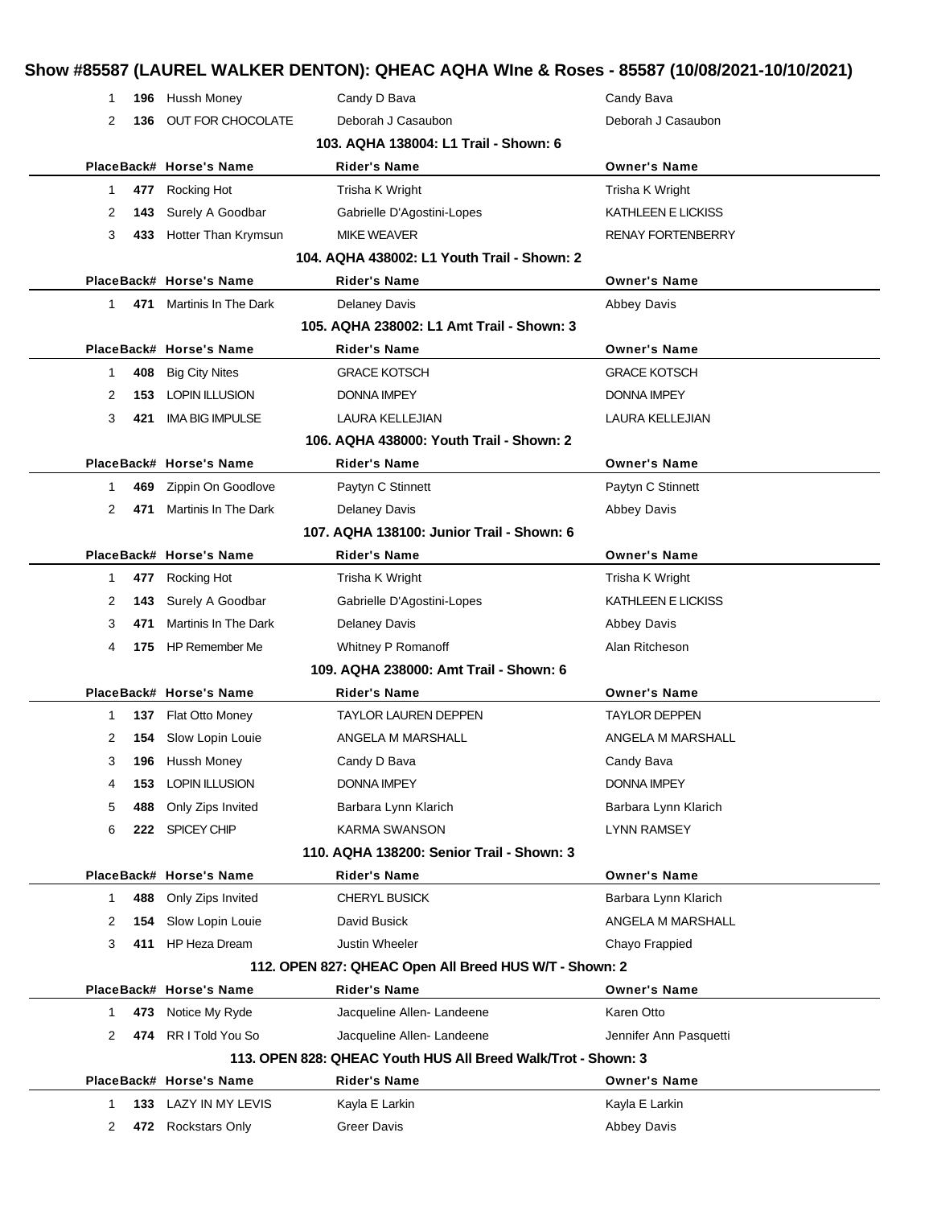| Place | Back# | Horse's Name | Rider's Name | Owner's Name |
|---|---|---|---|---|
| 1 | **196** | Hussh Money | Candy D Bava | Candy Bava |
| 2 | **136** | OUT FOR CHOCOLATE | Deborah J Casaubon | Deborah J Casaubon |

### 103. AQHA 138004: L1 Trail - Shown: 6

| Place | Back# | Horse's Name | Rider's Name | Owner's Name |
|---|---|---|---|---|
| 1 | **477** | Rocking Hot | Trisha K Wright | Trisha K Wright |
| 2 | **143** | Surely A Goodbar | Gabrielle D'Agostini-Lopes | KATHLEEN E LICKISS |
| 3 | **433** | Hotter Than Krymsun | MIKE WEAVER | RENAY FORTENBERRY |

### 104. AQHA 438002: L1 Youth Trail - Shown: 2

| Place | Back# | Horse's Name | Rider's Name | Owner's Name |
|---|---|---|---|---|
| 1 | **471** | Martinis In The Dark | Delaney Davis | Abbey Davis |

### 105. AQHA 238002: L1 Amt Trail - Shown: 3

| Place | Back# | Horse's Name | Rider's Name | Owner's Name |
|---|---|---|---|---|
| 1 | **408** | Big City Nites | GRACE KOTSCH | GRACE KOTSCH |
| 2 | **153** | LOPIN ILLUSION | DONNA IMPEY | DONNA IMPEY |
| 3 | **421** | IMA BIG IMPULSE | LAURA KELLEJIAN | LAURA KELLEJIAN |

### 106. AQHA 438000: Youth Trail - Shown: 2

| Place | Back# | Horse's Name | Rider's Name | Owner's Name |
|---|---|---|---|---|
| 1 | **469** | Zippin On Goodlove | Paytyn C Stinnett | Paytyn C Stinnett |
| 2 | **471** | Martinis In The Dark | Delaney Davis | Abbey Davis |

### 107. AQHA 138100: Junior Trail - Shown: 6

| Place | Back# | Horse's Name | Rider's Name | Owner's Name |
|---|---|---|---|---|
| 1 | **477** | Rocking Hot | Trisha K Wright | Trisha K Wright |
| 2 | **143** | Surely A Goodbar | Gabrielle D'Agostini-Lopes | KATHLEEN E LICKISS |
| 3 | **471** | Martinis In The Dark | Delaney Davis | Abbey Davis |
| 4 | **175** | HP Remember Me | Whitney P Romanoff | Alan Ritcheson |

### 109. AQHA 238000: Amt Trail - Shown: 6

| Place | Back# | Horse's Name | Rider's Name | Owner's Name |
|---|---|---|---|---|
| 1 | **137** | Flat Otto Money | TAYLOR LAUREN DEPPEN | TAYLOR DEPPEN |
| 2 | **154** | Slow Lopin Louie | ANGELA M MARSHALL | ANGELA M MARSHALL |
| 3 | **196** | Hussh Money | Candy D Bava | Candy Bava |
| 4 | **153** | LOPIN ILLUSION | DONNA IMPEY | DONNA IMPEY |
| 5 | **488** | Only Zips Invited | Barbara Lynn Klarich | Barbara Lynn Klarich |
| 6 | **222** | SPICEY CHIP | KARMA SWANSON | LYNN RAMSEY |

### 110. AQHA 138200: Senior Trail - Shown: 3

| Place | Back# | Horse's Name | Rider's Name | Owner's Name |
|---|---|---|---|---|
| 1 | **488** | Only Zips Invited | CHERYL BUSICK | Barbara Lynn Klarich |
| 2 | **154** | Slow Lopin Louie | David Busick | ANGELA M MARSHALL |
| 3 | **411** | HP Heza Dream | Justin Wheeler | Chayo Frappied |

### 112. OPEN 827: QHEAC Open All Breed HUS W/T - Shown: 2

| Place | Back# | Horse's Name | Rider's Name | Owner's Name |
|---|---|---|---|---|
| 1 | **473** | Notice My Ryde | Jacqueline Allen- Landeene | Karen Otto |
| 2 | **474** | RR I Told You So | Jacqueline Allen- Landeene | Jennifer Ann Pasquetti |

### 113. OPEN 828: QHEAC Youth HUS All Breed Walk/Trot - Shown: 3

| Place | Back# | Horse's Name | Rider's Name | Owner's Name |
|---|---|---|---|---|
| 1 | **133** | LAZY IN MY LEVIS | Kayla E Larkin | Kayla E Larkin |
| 2 | **472** | Rockstars Only | Greer Davis | Abbey Davis |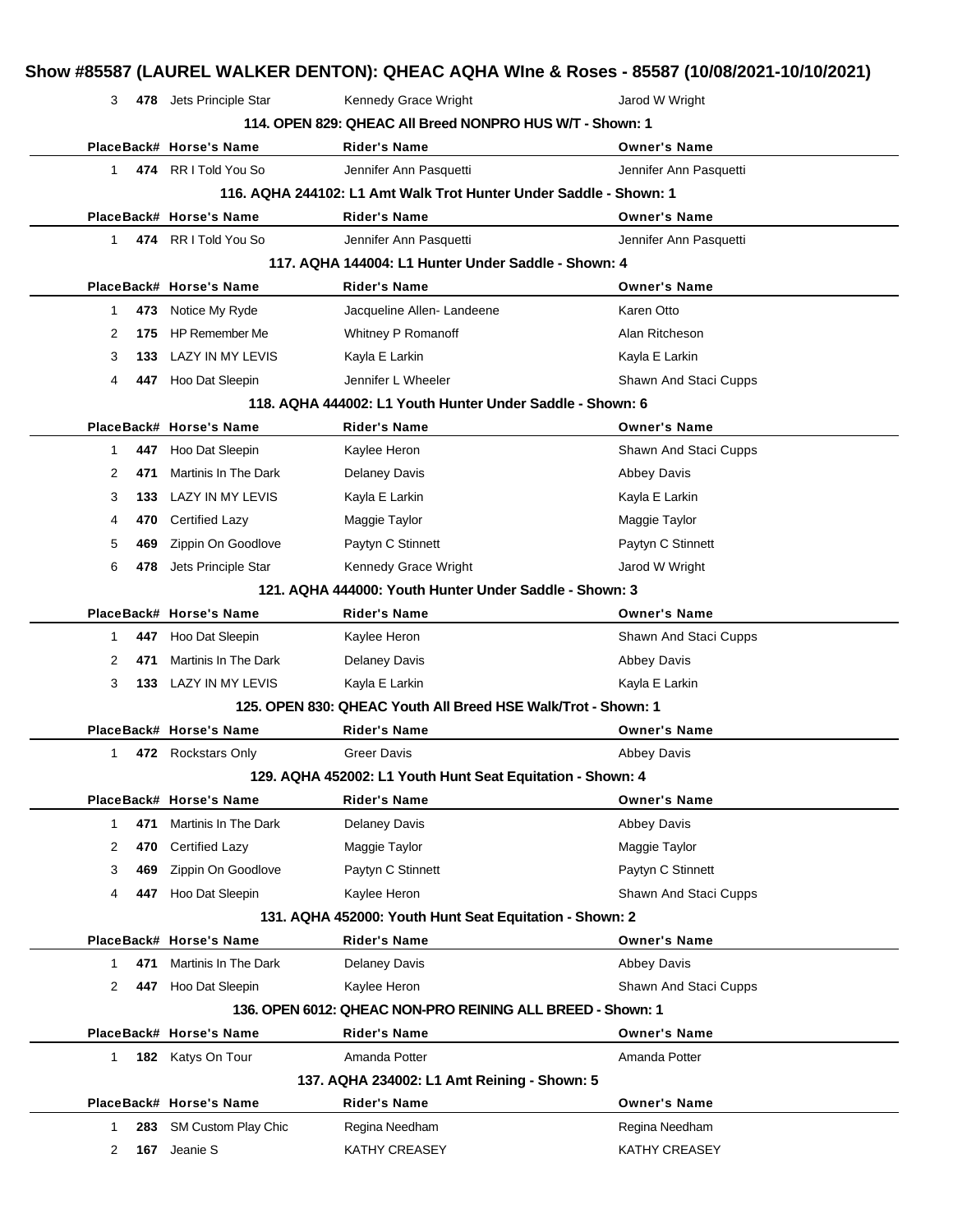# Show #85587 (LAUREL WALKER DENTON): QHEAC AQHA WIne & Roses - 85587 (10/08/2021-10/10/2021)

| Place | Back# | Horse's Name | Rider's Name | Owner's Name |
|---|---|---|---|---|
| 3 | 478 | Jets Principle Star | Kennedy Grace Wright | Jarod W Wright |

### 114. OPEN 829: QHEAC All Breed NONPRO HUS W/T - Shown: 1

| Place | Back# | Horse's Name | Rider's Name | Owner's Name |
|---|---|---|---|---|
| 1 | 474 | RR I Told You So | Jennifer Ann Pasquetti | Jennifer Ann Pasquetti |

### 116. AQHA 244102: L1 Amt Walk Trot Hunter Under Saddle - Shown: 1

| Place | Back# | Horse's Name | Rider's Name | Owner's Name |
|---|---|---|---|---|
| 1 | 474 | RR I Told You So | Jennifer Ann Pasquetti | Jennifer Ann Pasquetti |

### 117. AQHA 144004: L1 Hunter Under Saddle - Shown: 4

| Place | Back# | Horse's Name | Rider's Name | Owner's Name |
|---|---|---|---|---|
| 1 | 473 | Notice My Ryde | Jacqueline Allen- Landeene | Karen Otto |
| 2 | 175 | HP Remember Me | Whitney P Romanoff | Alan Ritcheson |
| 3 | 133 | LAZY IN MY LEVIS | Kayla E Larkin | Kayla E Larkin |
| 4 | 447 | Hoo Dat Sleepin | Jennifer L Wheeler | Shawn And Staci Cupps |

### 118. AQHA 444002: L1 Youth Hunter Under Saddle - Shown: 6

| Place | Back# | Horse's Name | Rider's Name | Owner's Name |
|---|---|---|---|---|
| 1 | 447 | Hoo Dat Sleepin | Kaylee Heron | Shawn And Staci Cupps |
| 2 | 471 | Martinis In The Dark | Delaney Davis | Abbey Davis |
| 3 | 133 | LAZY IN MY LEVIS | Kayla E Larkin | Kayla E Larkin |
| 4 | 470 | Certified Lazy | Maggie Taylor | Maggie Taylor |
| 5 | 469 | Zippin On Goodlove | Paytyn C Stinnett | Paytyn C Stinnett |
| 6 | 478 | Jets Principle Star | Kennedy Grace Wright | Jarod W Wright |

### 121. AQHA 444000: Youth Hunter Under Saddle - Shown: 3

| Place | Back# | Horse's Name | Rider's Name | Owner's Name |
|---|---|---|---|---|
| 1 | 447 | Hoo Dat Sleepin | Kaylee Heron | Shawn And Staci Cupps |
| 2 | 471 | Martinis In The Dark | Delaney Davis | Abbey Davis |
| 3 | 133 | LAZY IN MY LEVIS | Kayla E Larkin | Kayla E Larkin |

### 125. OPEN 830: QHEAC Youth All Breed HSE Walk/Trot - Shown: 1

| Place | Back# | Horse's Name | Rider's Name | Owner's Name |
|---|---|---|---|---|
| 1 | 472 | Rockstars Only | Greer Davis | Abbey Davis |

### 129. AQHA 452002: L1 Youth Hunt Seat Equitation - Shown: 4

| Place | Back# | Horse's Name | Rider's Name | Owner's Name |
|---|---|---|---|---|
| 1 | 471 | Martinis In The Dark | Delaney Davis | Abbey Davis |
| 2 | 470 | Certified Lazy | Maggie Taylor | Maggie Taylor |
| 3 | 469 | Zippin On Goodlove | Paytyn C Stinnett | Paytyn C Stinnett |
| 4 | 447 | Hoo Dat Sleepin | Kaylee Heron | Shawn And Staci Cupps |

### 131. AQHA 452000: Youth Hunt Seat Equitation - Shown: 2

| Place | Back# | Horse's Name | Rider's Name | Owner's Name |
|---|---|---|---|---|
| 1 | 471 | Martinis In The Dark | Delaney Davis | Abbey Davis |
| 2 | 447 | Hoo Dat Sleepin | Kaylee Heron | Shawn And Staci Cupps |

### 136. OPEN 6012: QHEAC NON-PRO REINING ALL BREED - Shown: 1

| Place | Back# | Horse's Name | Rider's Name | Owner's Name |
|---|---|---|---|---|
| 1 | 182 | Katys On Tour | Amanda Potter | Amanda Potter |

### 137. AQHA 234002: L1 Amt Reining - Shown: 5

| Place | Back# | Horse's Name | Rider's Name | Owner's Name |
|---|---|---|---|---|
| 1 | 283 | SM Custom Play Chic | Regina Needham | Regina Needham |
| 2 | 167 | Jeanie S | KATHY CREASEY | KATHY CREASEY |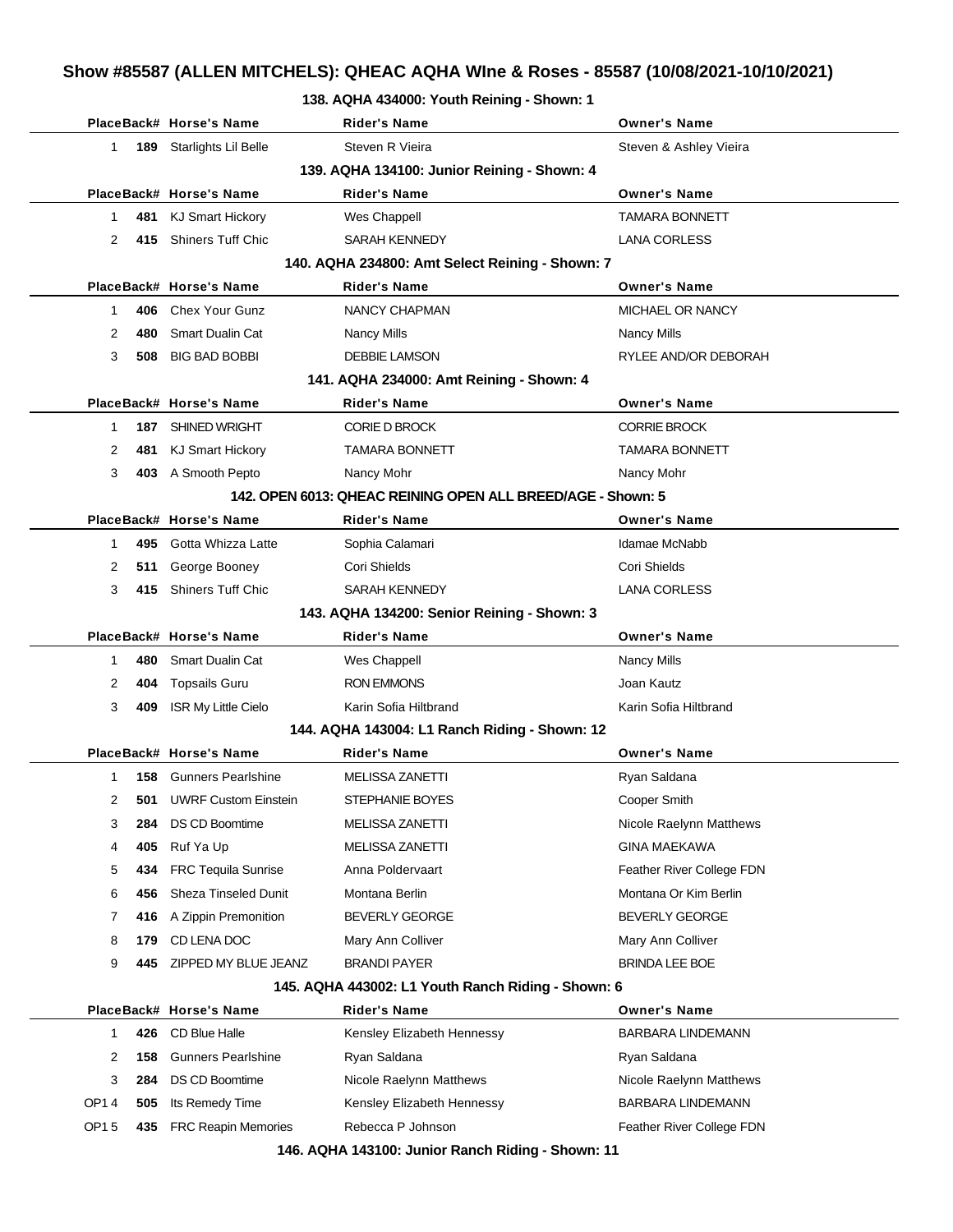# Show #85587 (ALLEN MITCHELS): QHEAC AQHA WIne & Roses - 85587 (10/08/2021-10/10/2021)

### 138. AQHA 434000: Youth Reining - Shown: 1

| Place | Back# | Horse's Name | Rider's Name | Owner's Name |
|---|---|---|---|---|
| 1 | 189 | Starlights Lil Belle | Steven R Vieira | Steven & Ashley Vieira |

### 139. AQHA 134100: Junior Reining - Shown: 4

| Place | Back# | Horse's Name | Rider's Name | Owner's Name |
|---|---|---|---|---|
| 1 | 481 | KJ Smart Hickory | Wes Chappell | TAMARA BONNETT |
| 2 | 415 | Shiners Tuff Chic | SARAH KENNEDY | LANA CORLESS |

### 140. AQHA 234800: Amt Select Reining - Shown: 7

| Place | Back# | Horse's Name | Rider's Name | Owner's Name |
|---|---|---|---|---|
| 1 | 406 | Chex Your Gunz | NANCY CHAPMAN | MICHAEL OR NANCY |
| 2 | 480 | Smart Dualin Cat | Nancy Mills | Nancy Mills |
| 3 | 508 | BIG BAD BOBBI | DEBBIE LAMSON | RYLEE AND/OR DEBORAH |

### 141. AQHA 234000: Amt Reining - Shown: 4

| Place | Back# | Horse's Name | Rider's Name | Owner's Name |
|---|---|---|---|---|
| 1 | 187 | SHINED WRIGHT | CORIE D BROCK | CORRIE BROCK |
| 2 | 481 | KJ Smart Hickory | TAMARA BONNETT | TAMARA BONNETT |
| 3 | 403 | A Smooth Pepto | Nancy Mohr | Nancy Mohr |

### 142. OPEN 6013: QHEAC REINING OPEN ALL BREED/AGE - Shown: 5

| Place | Back# | Horse's Name | Rider's Name | Owner's Name |
|---|---|---|---|---|
| 1 | 495 | Gotta Whizza Latte | Sophia Calamari | Idamae McNabb |
| 2 | 511 | George Booney | Cori Shields | Cori Shields |
| 3 | 415 | Shiners Tuff Chic | SARAH KENNEDY | LANA CORLESS |

### 143. AQHA 134200: Senior Reining - Shown: 3

| Place | Back# | Horse's Name | Rider's Name | Owner's Name |
|---|---|---|---|---|
| 1 | 480 | Smart Dualin Cat | Wes Chappell | Nancy Mills |
| 2 | 404 | Topsails Guru | RON EMMONS | Joan Kautz |
| 3 | 409 | ISR My Little Cielo | Karin Sofia Hiltbrand | Karin Sofia Hiltbrand |

### 144. AQHA 143004: L1 Ranch Riding - Shown: 12

| Place | Back# | Horse's Name | Rider's Name | Owner's Name |
|---|---|---|---|---|
| 1 | 158 | Gunners Pearlshine | MELISSA ZANETTI | Ryan Saldana |
| 2 | 501 | UWRF Custom Einstein | STEPHANIE BOYES | Cooper Smith |
| 3 | 284 | DS CD Boomtime | MELISSA ZANETTI | Nicole Raelynn Matthews |
| 4 | 405 | Ruf Ya Up | MELISSA ZANETTI | GINA MAEKAWA |
| 5 | 434 | FRC Tequila Sunrise | Anna Poldervaart | Feather River College FDN |
| 6 | 456 | Sheza Tinseled Dunit | Montana Berlin | Montana Or Kim Berlin |
| 7 | 416 | A Zippin Premonition | BEVERLY GEORGE | BEVERLY GEORGE |
| 8 | 179 | CD LENA DOC | Mary Ann Colliver | Mary Ann Colliver |
| 9 | 445 | ZIPPED MY BLUE JEANZ | BRANDI PAYER | BRINDA LEE BOE |

### 145. AQHA 443002: L1 Youth Ranch Riding - Shown: 6

| Place | Back# | Horse's Name | Rider's Name | Owner's Name |
|---|---|---|---|---|
| 1 | 426 | CD Blue Halle | Kensley Elizabeth Hennessy | BARBARA LINDEMANN |
| 2 | 158 | Gunners Pearlshine | Ryan Saldana | Ryan Saldana |
| 3 | 284 | DS CD Boomtime | Nicole Raelynn Matthews | Nicole Raelynn Matthews |
| OP1 4 | 505 | Its Remedy Time | Kensley Elizabeth Hennessy | BARBARA LINDEMANN |
| OP1 5 | 435 | FRC Reapin Memories | Rebecca P Johnson | Feather River College FDN |

### 146. AQHA 143100: Junior Ranch Riding - Shown: 11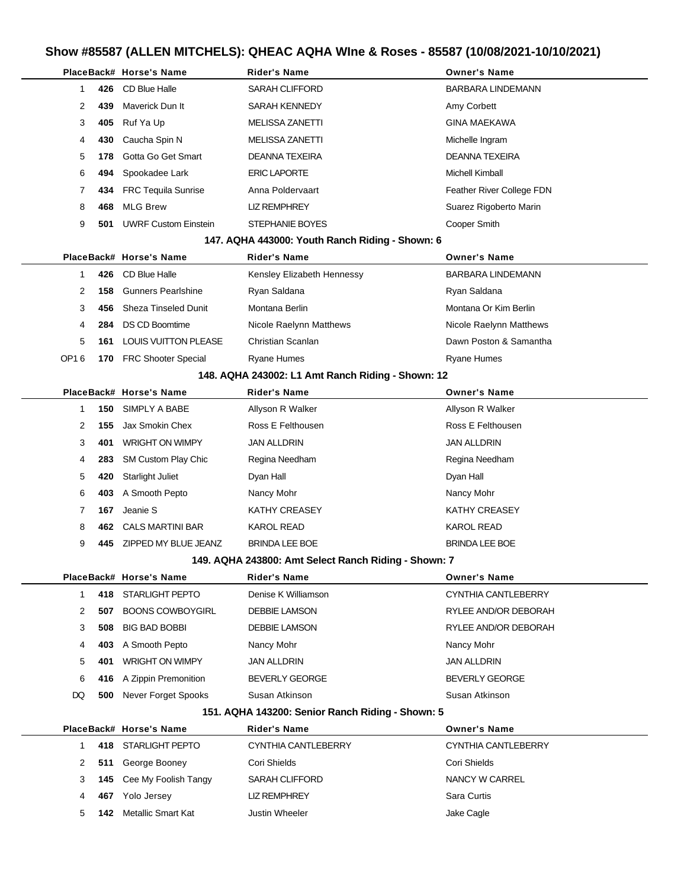## Show #85587 (ALLEN MITCHELS): QHEAC AQHA WIne & Roses - 85587 (10/08/2021-10/10/2021)

| Place | Back# | Horse's Name | Rider's Name | Owner's Name |
|---|---|---|---|---|
| 1 | 426 | CD Blue Halle | SARAH CLIFFORD | BARBARA LINDEMANN |
| 2 | 439 | Maverick Dun It | SARAH KENNEDY | Amy Corbett |
| 3 | 405 | Ruf Ya Up | MELISSA ZANETTI | GINA MAEKAWA |
| 4 | 430 | Caucha Spin N | MELISSA ZANETTI | Michelle Ingram |
| 5 | 178 | Gotta Go Get Smart | DEANNA TEXEIRA | DEANNA TEXEIRA |
| 6 | 494 | Spookadee Lark | ERIC LAPORTE | Michell Kimball |
| 7 | 434 | FRC Tequila Sunrise | Anna Poldervaart | Feather River College FDN |
| 8 | 468 | MLG Brew | LIZ REMPHREY | Suarez Rigoberto Marin |
| 9 | 501 | UWRF Custom Einstein | STEPHANIE BOYES | Cooper Smith |

### 147. AQHA 443000: Youth Ranch Riding - Shown: 6

| Place | Back# | Horse's Name | Rider's Name | Owner's Name |
|---|---|---|---|---|
| 1 | 426 | CD Blue Halle | Kensley Elizabeth Hennessy | BARBARA LINDEMANN |
| 2 | 158 | Gunners Pearlshine | Ryan Saldana | Ryan Saldana |
| 3 | 456 | Sheza Tinseled Dunit | Montana Berlin | Montana Or Kim Berlin |
| 4 | 284 | DS CD Boomtime | Nicole Raelynn Matthews | Nicole Raelynn Matthews |
| 5 | 161 | LOUIS VUITTON PLEASE | Christian Scanlan | Dawn Poston & Samantha |
| OP1 6 | 170 | FRC Shooter Special | Ryane Humes | Ryane Humes |

### 148. AQHA 243002: L1 Amt Ranch Riding - Shown: 12

| Place | Back# | Horse's Name | Rider's Name | Owner's Name |
|---|---|---|---|---|
| 1 | 150 | SIMPLY A BABE | Allyson R Walker | Allyson R Walker |
| 2 | 155 | Jax Smokin Chex | Ross E Felthousen | Ross E Felthousen |
| 3 | 401 | WRIGHT ON WIMPY | JAN ALLDRIN | JAN ALLDRIN |
| 4 | 283 | SM Custom Play Chic | Regina Needham | Regina Needham |
| 5 | 420 | Starlight Juliet | Dyan Hall | Dyan Hall |
| 6 | 403 | A Smooth Pepto | Nancy Mohr | Nancy Mohr |
| 7 | 167 | Jeanie S | KATHY CREASEY | KATHY CREASEY |
| 8 | 462 | CALS MARTINI BAR | KAROL READ | KAROL READ |
| 9 | 445 | ZIPPED MY BLUE JEANZ | BRINDA LEE BOE | BRINDA LEE BOE |

### 149. AQHA 243800: Amt Select Ranch Riding - Shown: 7

| Place | Back# | Horse's Name | Rider's Name | Owner's Name |
|---|---|---|---|---|
| 1 | 418 | STARLIGHT PEPTO | Denise K Williamson | CYNTHIA CANTLEBERRY |
| 2 | 507 | BOONS COWBOYGIRL | DEBBIE LAMSON | RYLEE AND/OR DEBORAH |
| 3 | 508 | BIG BAD BOBBI | DEBBIE LAMSON | RYLEE AND/OR DEBORAH |
| 4 | 403 | A Smooth Pepto | Nancy Mohr | Nancy Mohr |
| 5 | 401 | WRIGHT ON WIMPY | JAN ALLDRIN | JAN ALLDRIN |
| 6 | 416 | A Zippin Premonition | BEVERLY GEORGE | BEVERLY GEORGE |
| DQ | 500 | Never Forget Spooks | Susan Atkinson | Susan Atkinson |

### 151. AQHA 143200: Senior Ranch Riding - Shown: 5

| Place | Back# | Horse's Name | Rider's Name | Owner's Name |
|---|---|---|---|---|
| 1 | 418 | STARLIGHT PEPTO | CYNTHIA CANTLEBERRY | CYNTHIA CANTLEBERRY |
| 2 | 511 | George Booney | Cori Shields | Cori Shields |
| 3 | 145 | Cee My Foolish Tangy | SARAH CLIFFORD | NANCY W CARREL |
| 4 | 467 | Yolo Jersey | LIZ REMPHREY | Sara Curtis |
| 5 | 142 | Metallic Smart Kat | Justin Wheeler | Jake Cagle |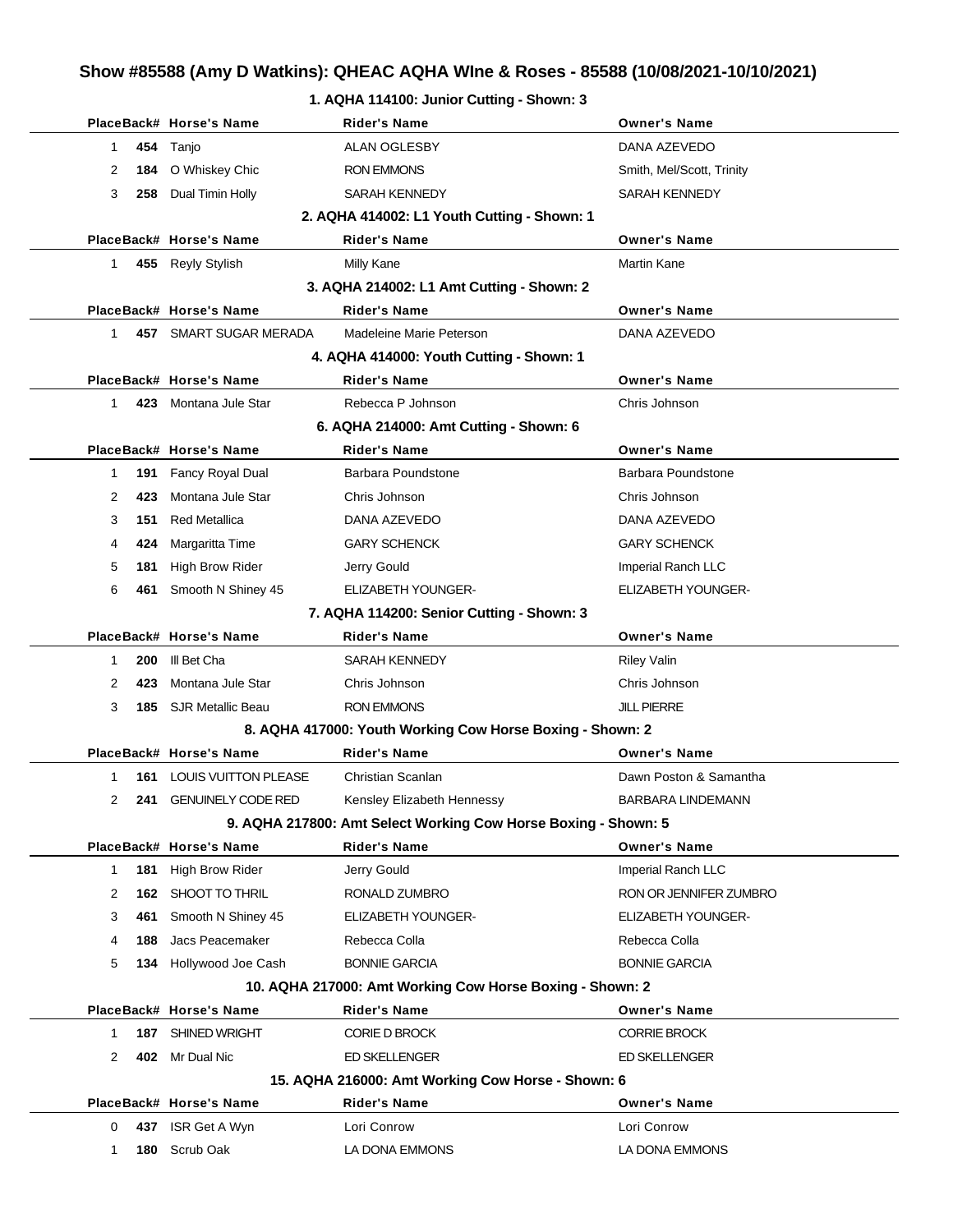# Show #85588 (Amy D Watkins): QHEAC AQHA WIne & Roses - 85588 (10/08/2021-10/10/2021)

## 1. AQHA 114100: Junior Cutting - Shown: 3

| Place | Back# | Horse's Name | Rider's Name | Owner's Name |
|---|---|---|---|---|
| 1 | 454 | Tanjo | ALAN OGLESBY | DANA AZEVEDO |
| 2 | 184 | O Whiskey Chic | RON EMMONS | Smith, Mel/Scott, Trinity |
| 3 | 258 | Dual Timin Holly | SARAH KENNEDY | SARAH KENNEDY |

## 2. AQHA 414002: L1 Youth Cutting - Shown: 1

| Place | Back# | Horse's Name | Rider's Name | Owner's Name |
|---|---|---|---|---|
| 1 | 455 | Reyly Stylish | Milly Kane | Martin Kane |

## 3. AQHA 214002: L1 Amt Cutting - Shown: 2

| Place | Back# | Horse's Name | Rider's Name | Owner's Name |
|---|---|---|---|---|
| 1 | 457 | SMART SUGAR MERADA | Madeleine Marie Peterson | DANA AZEVEDO |

## 4. AQHA 414000: Youth Cutting - Shown: 1

| Place | Back# | Horse's Name | Rider's Name | Owner's Name |
|---|---|---|---|---|
| 1 | 423 | Montana Jule Star | Rebecca P Johnson | Chris Johnson |

## 6. AQHA 214000: Amt Cutting - Shown: 6

| Place | Back# | Horse's Name | Rider's Name | Owner's Name |
|---|---|---|---|---|
| 1 | 191 | Fancy Royal Dual | Barbara Poundstone | Barbara Poundstone |
| 2 | 423 | Montana Jule Star | Chris Johnson | Chris Johnson |
| 3 | 151 | Red Metallica | DANA AZEVEDO | DANA AZEVEDO |
| 4 | 424 | Margaritta Time | GARY SCHENCK | GARY SCHENCK |
| 5 | 181 | High Brow Rider | Jerry Gould | Imperial Ranch LLC |
| 6 | 461 | Smooth N Shiney 45 | ELIZABETH YOUNGER- | ELIZABETH YOUNGER- |

## 7. AQHA 114200: Senior Cutting - Shown: 3

| Place | Back# | Horse's Name | Rider's Name | Owner's Name |
|---|---|---|---|---|
| 1 | 200 | Ill Bet Cha | SARAH KENNEDY | Riley Valin |
| 2 | 423 | Montana Jule Star | Chris Johnson | Chris Johnson |
| 3 | 185 | SJR Metallic Beau | RON EMMONS | JILL PIERRE |

## 8. AQHA 417000: Youth Working Cow Horse Boxing - Shown: 2

| Place | Back# | Horse's Name | Rider's Name | Owner's Name |
|---|---|---|---|---|
| 1 | 161 | LOUIS VUITTON PLEASE | Christian Scanlan | Dawn Poston & Samantha |
| 2 | 241 | GENUINELY CODE RED | Kensley Elizabeth Hennessy | BARBARA LINDEMANN |

## 9. AQHA 217800: Amt Select Working Cow Horse Boxing - Shown: 5

| Place | Back# | Horse's Name | Rider's Name | Owner's Name |
|---|---|---|---|---|
| 1 | 181 | High Brow Rider | Jerry Gould | Imperial Ranch LLC |
| 2 | 162 | SHOOT TO THRIL | RONALD ZUMBRO | RON OR JENNIFER ZUMBRO |
| 3 | 461 | Smooth N Shiney 45 | ELIZABETH YOUNGER- | ELIZABETH YOUNGER- |
| 4 | 188 | Jacs Peacemaker | Rebecca Colla | Rebecca Colla |
| 5 | 134 | Hollywood Joe Cash | BONNIE GARCIA | BONNIE GARCIA |

## 10. AQHA 217000: Amt Working Cow Horse Boxing - Shown: 2

| Place | Back# | Horse's Name | Rider's Name | Owner's Name |
|---|---|---|---|---|
| 1 | 187 | SHINED WRIGHT | CORIE D BROCK | CORRIE BROCK |
| 2 | 402 | Mr Dual Nic | ED SKELLENGER | ED SKELLENGER |

## 15. AQHA 216000: Amt Working Cow Horse - Shown: 6

| Place | Back# | Horse's Name | Rider's Name | Owner's Name |
|---|---|---|---|---|
| 0 | 437 | ISR Get A Wyn | Lori Conrow | Lori Conrow |
| 1 | 180 | Scrub Oak | LA DONA EMMONS | LA DONA EMMONS |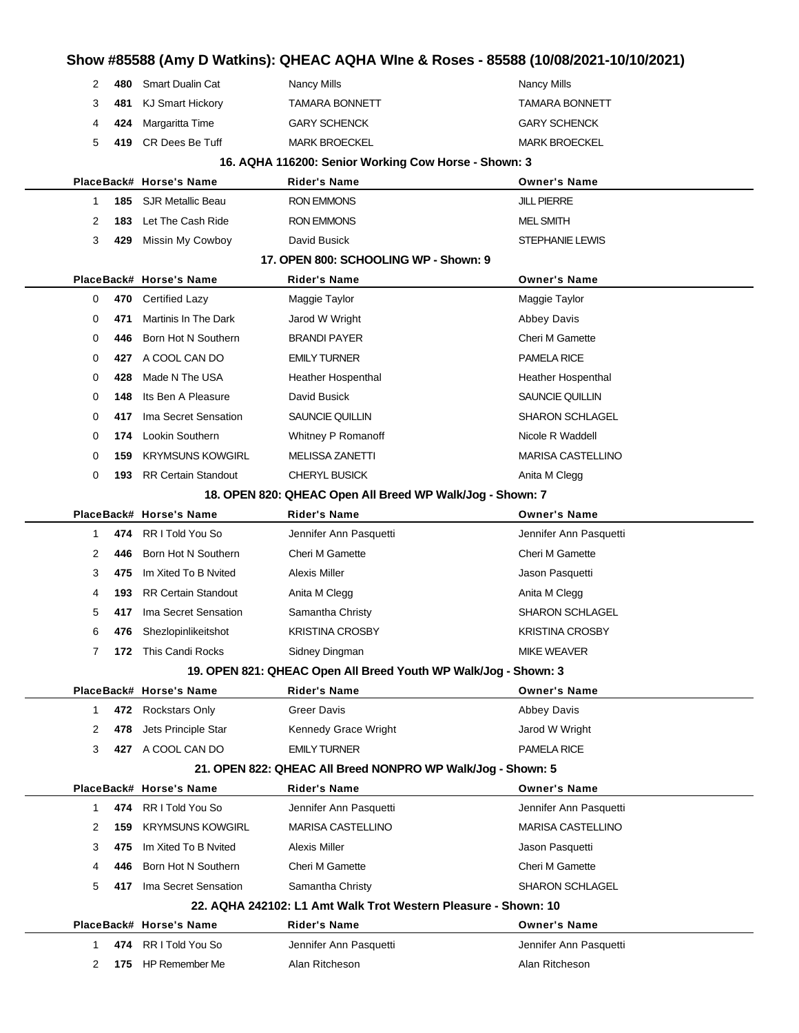## Show #85588 (Amy D Watkins): QHEAC AQHA WIne & Roses - 85588 (10/08/2021-10/10/2021)

| Place | Back# | Horse's Name | Rider's Name | Owner's Name |
|---|---|---|---|---|
| 2 | 480 | Smart Dualin Cat | Nancy Mills | Nancy Mills |
| 3 | 481 | KJ Smart Hickory | TAMARA BONNETT | TAMARA BONNETT |
| 4 | 424 | Margaritta Time | GARY SCHENCK | GARY SCHENCK |
| 5 | 419 | CR Dees Be Tuff | MARK BROECKEL | MARK BROECKEL |

### 16. AQHA 116200: Senior Working Cow Horse - Shown: 3

| Place | Back# | Horse's Name | Rider's Name | Owner's Name |
|---|---|---|---|---|
| 1 | 185 | SJR Metallic Beau | RON EMMONS | JILL PIERRE |
| 2 | 183 | Let The Cash Ride | RON EMMONS | MEL SMITH |
| 3 | 429 | Missin My Cowboy | David Busick | STEPHANIE LEWIS |

### 17. OPEN 800: SCHOOLING WP - Shown: 9

| Place | Back# | Horse's Name | Rider's Name | Owner's Name |
|---|---|---|---|---|
| 0 | 470 | Certified Lazy | Maggie Taylor | Maggie Taylor |
| 0 | 471 | Martinis In The Dark | Jarod W Wright | Abbey Davis |
| 0 | 446 | Born Hot N Southern | BRANDI PAYER | Cheri M Gamette |
| 0 | 427 | A COOL CAN DO | EMILY TURNER | PAMELA RICE |
| 0 | 428 | Made N The USA | Heather Hospenthal | Heather Hospenthal |
| 0 | 148 | Its Ben A Pleasure | David Busick | SAUNCIE QUILLIN |
| 0 | 417 | Ima Secret Sensation | SAUNCIE QUILLIN | SHARON SCHLAGEL |
| 0 | 174 | Lookin Southern | Whitney P Romanoff | Nicole R Waddell |
| 0 | 159 | KRYMSUNS KOWGIRL | MELISSA ZANETTI | MARISA CASTELLINO |
| 0 | 193 | RR Certain Standout | CHERYL BUSICK | Anita M Clegg |

### 18. OPEN 820: QHEAC Open All Breed WP Walk/Jog - Shown: 7

| Place | Back# | Horse's Name | Rider's Name | Owner's Name |
|---|---|---|---|---|
| 1 | 474 | RR I Told You So | Jennifer Ann Pasquetti | Jennifer Ann Pasquetti |
| 2 | 446 | Born Hot N Southern | Cheri M Gamette | Cheri M Gamette |
| 3 | 475 | Im Xited To B Nvited | Alexis Miller | Jason Pasquetti |
| 4 | 193 | RR Certain Standout | Anita M Clegg | Anita M Clegg |
| 5 | 417 | Ima Secret Sensation | Samantha Christy | SHARON SCHLAGEL |
| 6 | 476 | Shezlopinlikeitshot | KRISTINA CROSBY | KRISTINA CROSBY |
| 7 | 172 | This Candi Rocks | Sidney Dingman | MIKE WEAVER |

### 19. OPEN 821: QHEAC Open All Breed Youth WP Walk/Jog - Shown: 3

| Place | Back# | Horse's Name | Rider's Name | Owner's Name |
|---|---|---|---|---|
| 1 | 472 | Rockstars Only | Greer Davis | Abbey Davis |
| 2 | 478 | Jets Principle Star | Kennedy Grace Wright | Jarod W Wright |
| 3 | 427 | A COOL CAN DO | EMILY TURNER | PAMELA RICE |

### 21. OPEN 822: QHEAC All Breed NONPRO WP Walk/Jog - Shown: 5

| Place | Back# | Horse's Name | Rider's Name | Owner's Name |
|---|---|---|---|---|
| 1 | 474 | RR I Told You So | Jennifer Ann Pasquetti | Jennifer Ann Pasquetti |
| 2 | 159 | KRYMSUNS KOWGIRL | MARISA CASTELLINO | MARISA CASTELLINO |
| 3 | 475 | Im Xited To B Nvited | Alexis Miller | Jason Pasquetti |
| 4 | 446 | Born Hot N Southern | Cheri M Gamette | Cheri M Gamette |
| 5 | 417 | Ima Secret Sensation | Samantha Christy | SHARON SCHLAGEL |

### 22. AQHA 242102: L1 Amt Walk Trot Western Pleasure - Shown: 10

| Place | Back# | Horse's Name | Rider's Name | Owner's Name |
|---|---|---|---|---|
| 1 | 474 | RR I Told You So | Jennifer Ann Pasquetti | Jennifer Ann Pasquetti |
| 2 | 175 | HP Remember Me | Alan Ritcheson | Alan Ritcheson |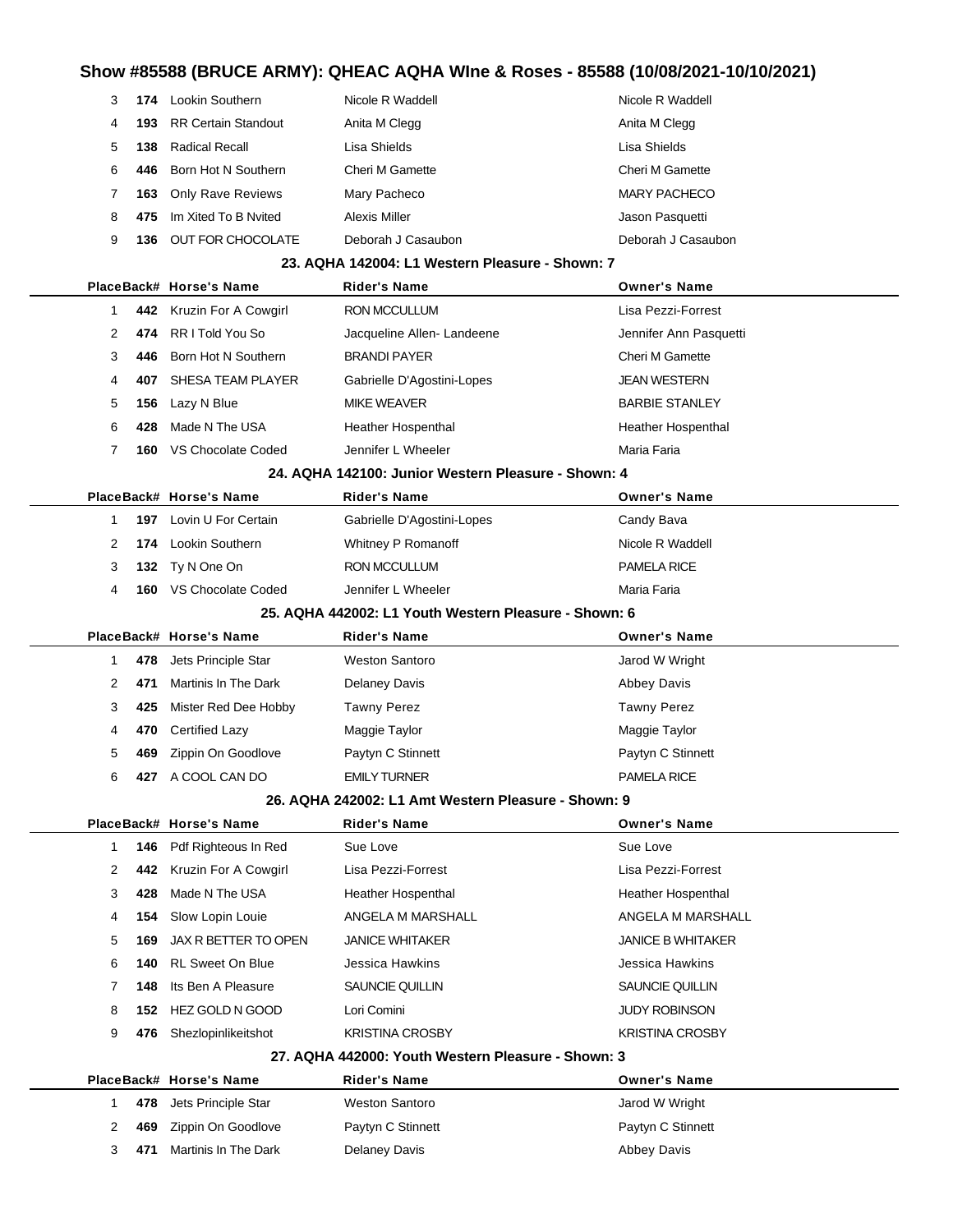| | | | | |
|---|---|---|---|---|
| 3 | 174 | Lookin Southern | Nicole R Waddell | Nicole R Waddell |
| 4 | 193 | RR Certain Standout | Anita M Clegg | Anita M Clegg |
| 5 | 138 | Radical Recall | Lisa Shields | Lisa Shields |
| 6 | 446 | Born Hot N Southern | Cheri M Gamette | Cheri M Gamette |
| 7 | 163 | Only Rave Reviews | Mary Pacheco | MARY PACHECO |
| 8 | 475 | Im Xited To B Nvited | Alexis Miller | Jason Pasquetti |
| 9 | 136 | OUT FOR CHOCOLATE | Deborah J Casaubon | Deborah J Casaubon |

### 23. AQHA 142004: L1 Western Pleasure - Shown: 7

| Place | Back# | Horse's Name | Rider's Name | Owner's Name |
|---|---|---|---|---|
| 1 | 442 | Kruzin For A Cowgirl | RON MCCULLUM | Lisa Pezzi-Forrest |
| 2 | 474 | RR I Told You So | Jacqueline Allen- Landeene | Jennifer Ann Pasquetti |
| 3 | 446 | Born Hot N Southern | BRANDI PAYER | Cheri M Gamette |
| 4 | 407 | SHESA TEAM PLAYER | Gabrielle D'Agostini-Lopes | JEAN WESTERN |
| 5 | 156 | Lazy N Blue | MIKE WEAVER | BARBIE STANLEY |
| 6 | 428 | Made N The USA | Heather Hospenthal | Heather Hospenthal |
| 7 | 160 | VS Chocolate Coded | Jennifer L Wheeler | Maria Faria |

### 24. AQHA 142100: Junior Western Pleasure - Shown: 4

| Place | Back# | Horse's Name | Rider's Name | Owner's Name |
|---|---|---|---|---|
| 1 | 197 | Lovin U For Certain | Gabrielle D'Agostini-Lopes | Candy Bava |
| 2 | 174 | Lookin Southern | Whitney P Romanoff | Nicole R Waddell |
| 3 | 132 | Ty N One On | RON MCCULLUM | PAMELA RICE |
| 4 | 160 | VS Chocolate Coded | Jennifer L Wheeler | Maria Faria |

### 25. AQHA 442002: L1 Youth Western Pleasure - Shown: 6

| Place | Back# | Horse's Name | Rider's Name | Owner's Name |
|---|---|---|---|---|
| 1 | 478 | Jets Principle Star | Weston Santoro | Jarod W Wright |
| 2 | 471 | Martinis In The Dark | Delaney Davis | Abbey Davis |
| 3 | 425 | Mister Red Dee Hobby | Tawny Perez | Tawny Perez |
| 4 | 470 | Certified Lazy | Maggie Taylor | Maggie Taylor |
| 5 | 469 | Zippin On Goodlove | Paytyn C Stinnett | Paytyn C Stinnett |
| 6 | 427 | A COOL CAN DO | EMILY TURNER | PAMELA RICE |

### 26. AQHA 242002: L1 Amt Western Pleasure - Shown: 9

| Place | Back# | Horse's Name | Rider's Name | Owner's Name |
|---|---|---|---|---|
| 1 | 146 | Pdf Righteous In Red | Sue Love | Sue Love |
| 2 | 442 | Kruzin For A Cowgirl | Lisa Pezzi-Forrest | Lisa Pezzi-Forrest |
| 3 | 428 | Made N The USA | Heather Hospenthal | Heather Hospenthal |
| 4 | 154 | Slow Lopin Louie | ANGELA M MARSHALL | ANGELA M MARSHALL |
| 5 | 169 | JAX R BETTER TO OPEN | JANICE WHITAKER | JANICE B WHITAKER |
| 6 | 140 | RL Sweet On Blue | Jessica Hawkins | Jessica Hawkins |
| 7 | 148 | Its Ben A Pleasure | SAUNCIE QUILLIN | SAUNCIE QUILLIN |
| 8 | 152 | HEZ GOLD N GOOD | Lori Comini | JUDY ROBINSON |
| 9 | 476 | Shezlopinlikeitshot | KRISTINA CROSBY | KRISTINA CROSBY |

### 27. AQHA 442000: Youth Western Pleasure - Shown: 3

| Place | Back# | Horse's Name | Rider's Name | Owner's Name |
|---|---|---|---|---|
| 1 | 478 | Jets Principle Star | Weston Santoro | Jarod W Wright |
| 2 | 469 | Zippin On Goodlove | Paytyn C Stinnett | Paytyn C Stinnett |
| 3 | 471 | Martinis In The Dark | Delaney Davis | Abbey Davis |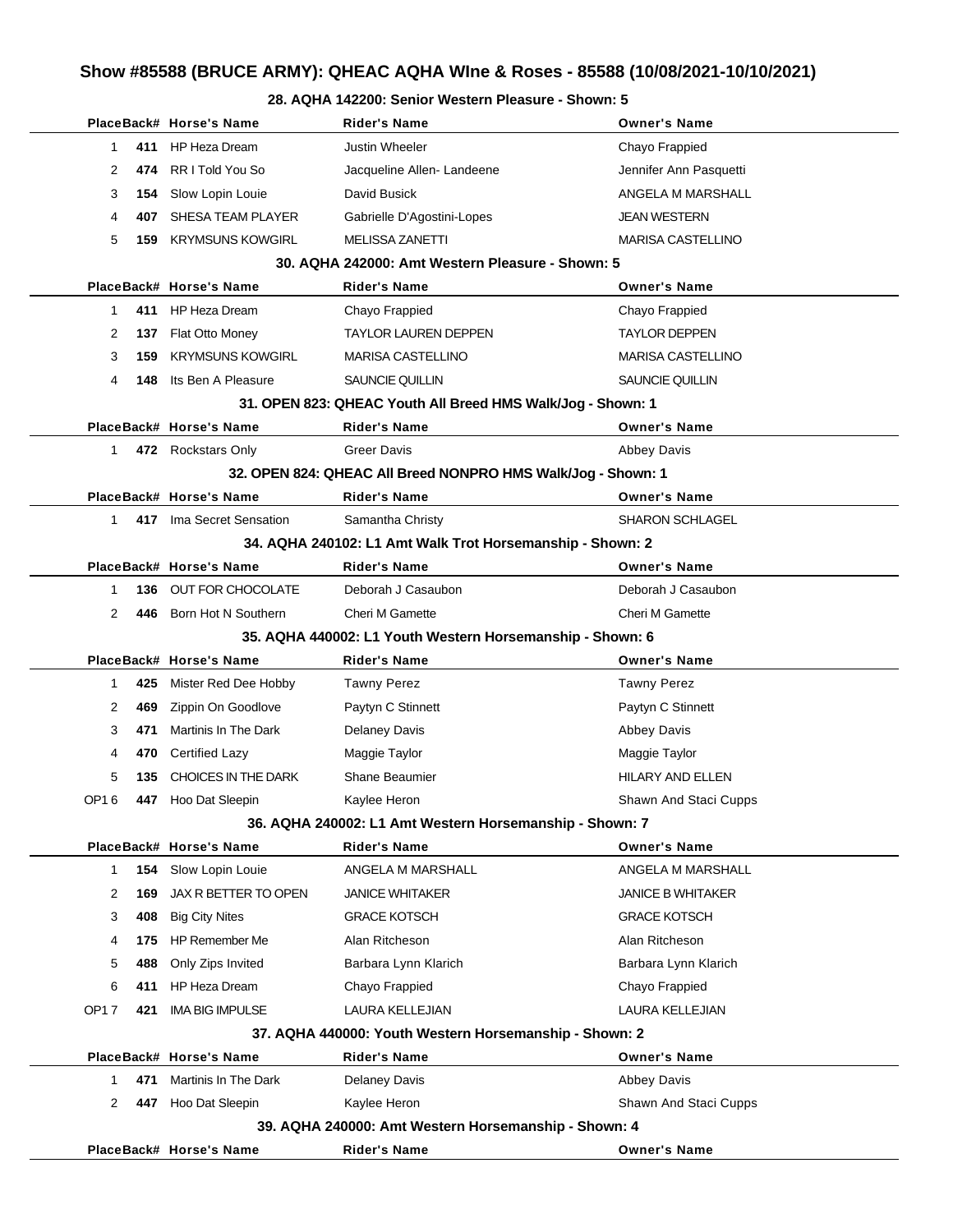# Show #85588 (BRUCE ARMY): QHEAC AQHA WIne & Roses - 85588 (10/08/2021-10/10/2021)

### 28. AQHA 142200: Senior Western Pleasure - Shown: 5

| Place | Back# | Horse's Name | Rider's Name | Owner's Name |
|---|---|---|---|---|
| 1 | 411 | HP Heza Dream | Justin Wheeler | Chayo Frappied |
| 2 | 474 | RR I Told You So | Jacqueline Allen- Landeene | Jennifer Ann Pasquetti |
| 3 | 154 | Slow Lopin Louie | David Busick | ANGELA M MARSHALL |
| 4 | 407 | SHESA TEAM PLAYER | Gabrielle D'Agostini-Lopes | JEAN WESTERN |
| 5 | 159 | KRYMSUNS KOWGIRL | MELISSA ZANETTI | MARISA CASTELLINO |

### 30. AQHA 242000: Amt Western Pleasure - Shown: 5

| Place | Back# | Horse's Name | Rider's Name | Owner's Name |
|---|---|---|---|---|
| 1 | 411 | HP Heza Dream | Chayo Frappied | Chayo Frappied |
| 2 | 137 | Flat Otto Money | TAYLOR LAUREN DEPPEN | TAYLOR DEPPEN |
| 3 | 159 | KRYMSUNS KOWGIRL | MARISA CASTELLINO | MARISA CASTELLINO |
| 4 | 148 | Its Ben A Pleasure | SAUNCIE QUILLIN | SAUNCIE QUILLIN |

### 31. OPEN 823: QHEAC Youth All Breed HMS Walk/Jog - Shown: 1

| Place | Back# | Horse's Name | Rider's Name | Owner's Name |
|---|---|---|---|---|
| 1 | 472 | Rockstars Only | Greer Davis | Abbey Davis |

### 32. OPEN 824: QHEAC All Breed NONPRO HMS Walk/Jog - Shown: 1

| Place | Back# | Horse's Name | Rider's Name | Owner's Name |
|---|---|---|---|---|
| 1 | 417 | Ima Secret Sensation | Samantha Christy | SHARON SCHLAGEL |

### 34. AQHA 240102: L1 Amt Walk Trot Horsemanship - Shown: 2

| Place | Back# | Horse's Name | Rider's Name | Owner's Name |
|---|---|---|---|---|
| 1 | 136 | OUT FOR CHOCOLATE | Deborah J Casaubon | Deborah J Casaubon |
| 2 | 446 | Born Hot N Southern | Cheri M Gamette | Cheri M Gamette |

### 35. AQHA 440002: L1 Youth Western Horsemanship - Shown: 6

| Place | Back# | Horse's Name | Rider's Name | Owner's Name |
|---|---|---|---|---|
| 1 | 425 | Mister Red Dee Hobby | Tawny Perez | Tawny Perez |
| 2 | 469 | Zippin On Goodlove | Paytyn C Stinnett | Paytyn C Stinnett |
| 3 | 471 | Martinis In The Dark | Delaney Davis | Abbey Davis |
| 4 | 470 | Certified Lazy | Maggie Taylor | Maggie Taylor |
| 5 | 135 | CHOICES IN THE DARK | Shane Beaumier | HILARY AND ELLEN |
| OP1 6 | 447 | Hoo Dat Sleepin | Kaylee Heron | Shawn And Staci Cupps |

### 36. AQHA 240002: L1 Amt Western Horsemanship - Shown: 7

| Place | Back# | Horse's Name | Rider's Name | Owner's Name |
|---|---|---|---|---|
| 1 | 154 | Slow Lopin Louie | ANGELA M MARSHALL | ANGELA M MARSHALL |
| 2 | 169 | JAX R BETTER TO OPEN | JANICE WHITAKER | JANICE B WHITAKER |
| 3 | 408 | Big City Nites | GRACE KOTSCH | GRACE KOTSCH |
| 4 | 175 | HP Remember Me | Alan Ritcheson | Alan Ritcheson |
| 5 | 488 | Only Zips Invited | Barbara Lynn Klarich | Barbara Lynn Klarich |
| 6 | 411 | HP Heza Dream | Chayo Frappied | Chayo Frappied |
| OP1 7 | 421 | IMA BIG IMPULSE | LAURA KELLEJIAN | LAURA KELLEJIAN |

### 37. AQHA 440000: Youth Western Horsemanship - Shown: 2

| Place | Back# | Horse's Name | Rider's Name | Owner's Name |
|---|---|---|---|---|
| 1 | 471 | Martinis In The Dark | Delaney Davis | Abbey Davis |
| 2 | 447 | Hoo Dat Sleepin | Kaylee Heron | Shawn And Staci Cupps |

### 39. AQHA 240000: Amt Western Horsemanship - Shown: 4

| Place | Back# | Horse's Name | Rider's Name | Owner's Name |
|---|---|---|---|---|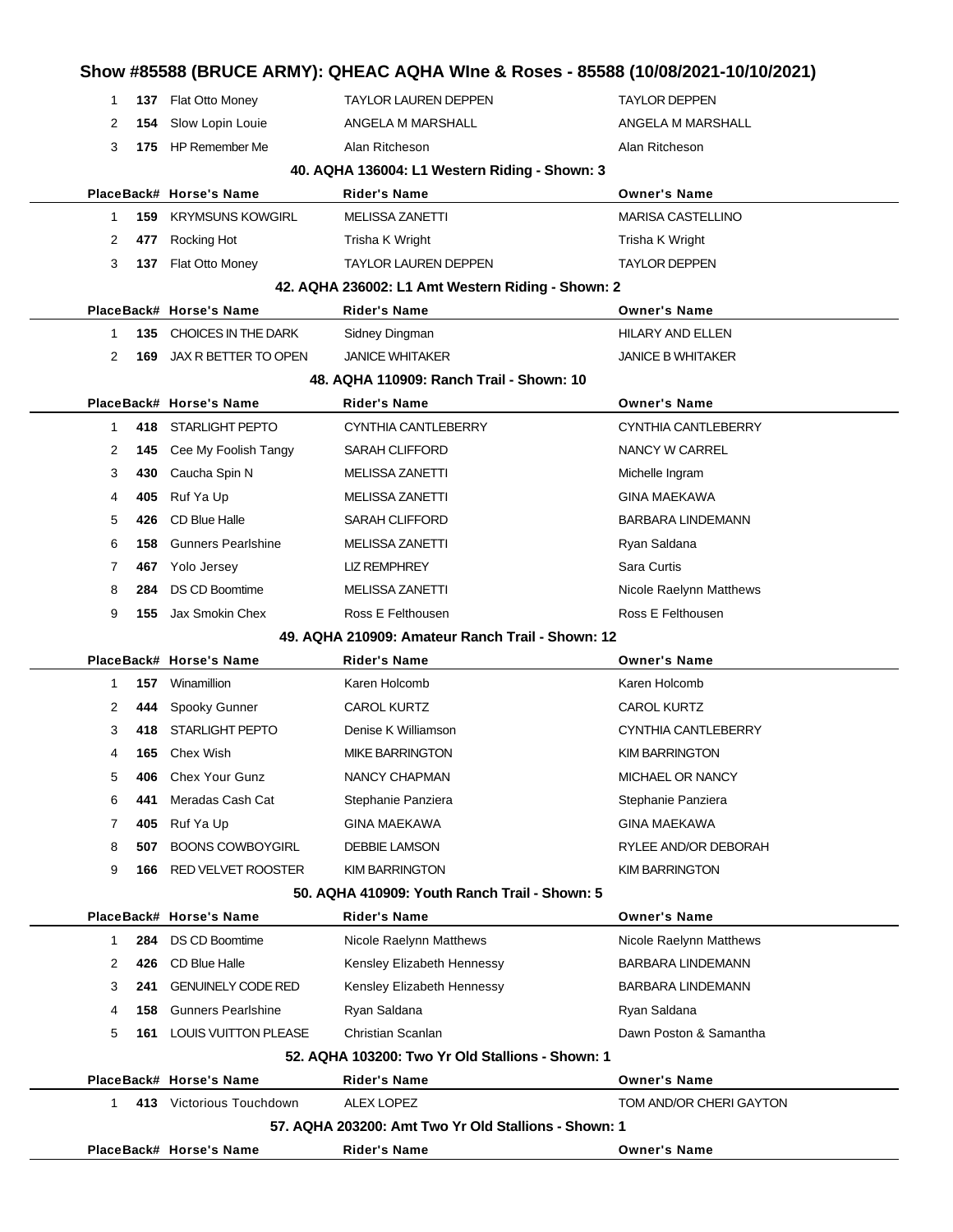# Show #85588 (BRUCE ARMY): QHEAC AQHA WIne & Roses - 85588 (10/08/2021-10/10/2021)

| Place | Back# | Horse's Name | Rider's Name | Owner's Name |
|---|---|---|---|---|
| 1 | 137 | Flat Otto Money | TAYLOR LAUREN DEPPEN | TAYLOR DEPPEN |
| 2 | 154 | Slow Lopin Louie | ANGELA M MARSHALL | ANGELA M MARSHALL |
| 3 | 175 | HP Remember Me | Alan Ritcheson | Alan Ritcheson |

### 40. AQHA 136004: L1 Western Riding - Shown: 3

| Place | Back# | Horse's Name | Rider's Name | Owner's Name |
|---|---|---|---|---|
| 1 | 159 | KRYMSUNS KOWGIRL | MELISSA ZANETTI | MARISA CASTELLINO |
| 2 | 477 | Rocking Hot | Trisha K Wright | Trisha K Wright |
| 3 | 137 | Flat Otto Money | TAYLOR LAUREN DEPPEN | TAYLOR DEPPEN |

### 42. AQHA 236002: L1 Amt Western Riding - Shown: 2

| Place | Back# | Horse's Name | Rider's Name | Owner's Name |
|---|---|---|---|---|
| 1 | 135 | CHOICES IN THE DARK | Sidney Dingman | HILARY AND ELLEN |
| 2 | 169 | JAX R BETTER TO OPEN | JANICE WHITAKER | JANICE B WHITAKER |

### 48. AQHA 110909: Ranch Trail - Shown: 10

| Place | Back# | Horse's Name | Rider's Name | Owner's Name |
|---|---|---|---|---|
| 1 | 418 | STARLIGHT PEPTO | CYNTHIA CANTLEBERRY | CYNTHIA CANTLEBERRY |
| 2 | 145 | Cee My Foolish Tangy | SARAH CLIFFORD | NANCY W CARREL |
| 3 | 430 | Caucha Spin N | MELISSA ZANETTI | Michelle Ingram |
| 4 | 405 | Ruf Ya Up | MELISSA ZANETTI | GINA MAEKAWA |
| 5 | 426 | CD Blue Halle | SARAH CLIFFORD | BARBARA LINDEMANN |
| 6 | 158 | Gunners Pearlshine | MELISSA ZANETTI | Ryan Saldana |
| 7 | 467 | Yolo Jersey | LIZ REMPHREY | Sara Curtis |
| 8 | 284 | DS CD Boomtime | MELISSA ZANETTI | Nicole Raelynn Matthews |
| 9 | 155 | Jax Smokin Chex | Ross E Felthousen | Ross E Felthousen |

### 49. AQHA 210909: Amateur Ranch Trail - Shown: 12

| Place | Back# | Horse's Name | Rider's Name | Owner's Name |
|---|---|---|---|---|
| 1 | 157 | Winamillion | Karen Holcomb | Karen Holcomb |
| 2 | 444 | Spooky Gunner | CAROL KURTZ | CAROL KURTZ |
| 3 | 418 | STARLIGHT PEPTO | Denise K Williamson | CYNTHIA CANTLEBERRY |
| 4 | 165 | Chex Wish | MIKE BARRINGTON | KIM BARRINGTON |
| 5 | 406 | Chex Your Gunz | NANCY CHAPMAN | MICHAEL OR NANCY |
| 6 | 441 | Meradas Cash Cat | Stephanie Panziera | Stephanie Panziera |
| 7 | 405 | Ruf Ya Up | GINA MAEKAWA | GINA MAEKAWA |
| 8 | 507 | BOONS COWBOYGIRL | DEBBIE LAMSON | RYLEE AND/OR DEBORAH |
| 9 | 166 | RED VELVET ROOSTER | KIM BARRINGTON | KIM BARRINGTON |

### 50. AQHA 410909: Youth Ranch Trail - Shown: 5

| Place | Back# | Horse's Name | Rider's Name | Owner's Name |
|---|---|---|---|---|
| 1 | 284 | DS CD Boomtime | Nicole Raelynn Matthews | Nicole Raelynn Matthews |
| 2 | 426 | CD Blue Halle | Kensley Elizabeth Hennessy | BARBARA LINDEMANN |
| 3 | 241 | GENUINELY CODE RED | Kensley Elizabeth Hennessy | BARBARA LINDEMANN |
| 4 | 158 | Gunners Pearlshine | Ryan Saldana | Ryan Saldana |
| 5 | 161 | LOUIS VUITTON PLEASE | Christian Scanlan | Dawn Poston & Samantha |

### 52. AQHA 103200: Two Yr Old Stallions - Shown: 1

| Place | Back# | Horse's Name | Rider's Name | Owner's Name |
|---|---|---|---|---|
| 1 | 413 | Victorious Touchdown | ALEX LOPEZ | TOM AND/OR CHERI GAYTON |

### 57. AQHA 203200: Amt Two Yr Old Stallions - Shown: 1

| Place | Back# | Horse's Name | Rider's Name | Owner's Name |
|---|---|---|---|---|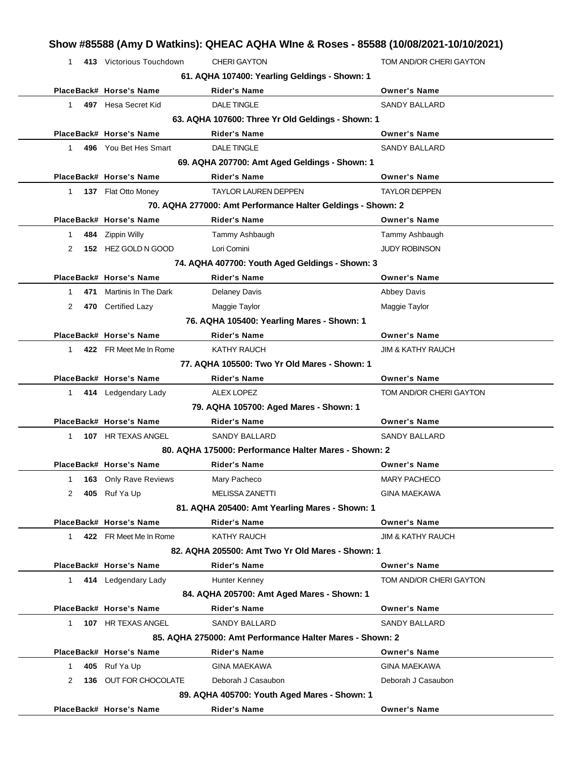## Show #85588 (Amy D Watkins): QHEAC AQHA WIne & Roses - 85588 (10/08/2021-10/10/2021)

| Place | Back# | Horse's Name | Rider's Name | Owner's Name |
|---|---|---|---|---|
| 1 | 413 | Victorious Touchdown | CHERI GAYTON | TOM AND/OR CHERI GAYTON |

### 61. AQHA 107400: Yearling Geldings - Shown: 1

| Place | Back# | Horse's Name | Rider's Name | Owner's Name |
|---|---|---|---|---|
| 1 | 497 | Hesa Secret Kid | DALE TINGLE | SANDY BALLARD |

### 63. AQHA 107600: Three Yr Old Geldings - Shown: 1

| Place | Back# | Horse's Name | Rider's Name | Owner's Name |
|---|---|---|---|---|
| 1 | 496 | You Bet Hes Smart | DALE TINGLE | SANDY BALLARD |

### 69. AQHA 207700: Amt Aged Geldings - Shown: 1

| Place | Back# | Horse's Name | Rider's Name | Owner's Name |
|---|---|---|---|---|
| 1 | 137 | Flat Otto Money | TAYLOR LAUREN DEPPEN | TAYLOR DEPPEN |

### 70. AQHA 277000: Amt Performance Halter Geldings - Shown: 2

| Place | Back# | Horse's Name | Rider's Name | Owner's Name |
|---|---|---|---|---|
| 1 | 484 | Zippin Willy | Tammy Ashbaugh | Tammy Ashbaugh |
| 2 | 152 | HEZ GOLD N GOOD | Lori Comini | JUDY ROBINSON |

### 74. AQHA 407700: Youth Aged Geldings - Shown: 3

| Place | Back# | Horse's Name | Rider's Name | Owner's Name |
|---|---|---|---|---|
| 1 | 471 | Martinis In The Dark | Delaney Davis | Abbey Davis |
| 2 | 470 | Certified Lazy | Maggie Taylor | Maggie Taylor |

### 76. AQHA 105400: Yearling Mares - Shown: 1

| Place | Back# | Horse's Name | Rider's Name | Owner's Name |
|---|---|---|---|---|
| 1 | 422 | FR Meet Me In Rome | KATHY RAUCH | JIM & KATHY RAUCH |

### 77. AQHA 105500: Two Yr Old Mares - Shown: 1

| Place | Back# | Horse's Name | Rider's Name | Owner's Name |
|---|---|---|---|---|
| 1 | 414 | Ledgendary Lady | ALEX LOPEZ | TOM AND/OR CHERI GAYTON |

### 79. AQHA 105700: Aged Mares - Shown: 1

| Place | Back# | Horse's Name | Rider's Name | Owner's Name |
|---|---|---|---|---|
| 1 | 107 | HR TEXAS ANGEL | SANDY BALLARD | SANDY BALLARD |

### 80. AQHA 175000: Performance Halter Mares - Shown: 2

| Place | Back# | Horse's Name | Rider's Name | Owner's Name |
|---|---|---|---|---|
| 1 | 163 | Only Rave Reviews | Mary Pacheco | MARY PACHECO |
| 2 | 405 | Ruf Ya Up | MELISSA ZANETTI | GINA MAEKAWA |

### 81. AQHA 205400: Amt Yearling Mares - Shown: 1

| Place | Back# | Horse's Name | Rider's Name | Owner's Name |
|---|---|---|---|---|
| 1 | 422 | FR Meet Me In Rome | KATHY RAUCH | JIM & KATHY RAUCH |

### 82. AQHA 205500: Amt Two Yr Old Mares - Shown: 1

| Place | Back# | Horse's Name | Rider's Name | Owner's Name |
|---|---|---|---|---|
| 1 | 414 | Ledgendary Lady | Hunter Kenney | TOM AND/OR CHERI GAYTON |

### 84. AQHA 205700: Amt Aged Mares - Shown: 1

| Place | Back# | Horse's Name | Rider's Name | Owner's Name |
|---|---|---|---|---|
| 1 | 107 | HR TEXAS ANGEL | SANDY BALLARD | SANDY BALLARD |

### 85. AQHA 275000: Amt Performance Halter Mares - Shown: 2

| Place | Back# | Horse's Name | Rider's Name | Owner's Name |
|---|---|---|---|---|
| 1 | 405 | Ruf Ya Up | GINA MAEKAWA | GINA MAEKAWA |
| 2 | 136 | OUT FOR CHOCOLATE | Deborah J Casaubon | Deborah J Casaubon |

### 89. AQHA 405700: Youth Aged Mares - Shown: 1

| Place | Back# | Horse's Name | Rider's Name | Owner's Name |
|---|---|---|---|---|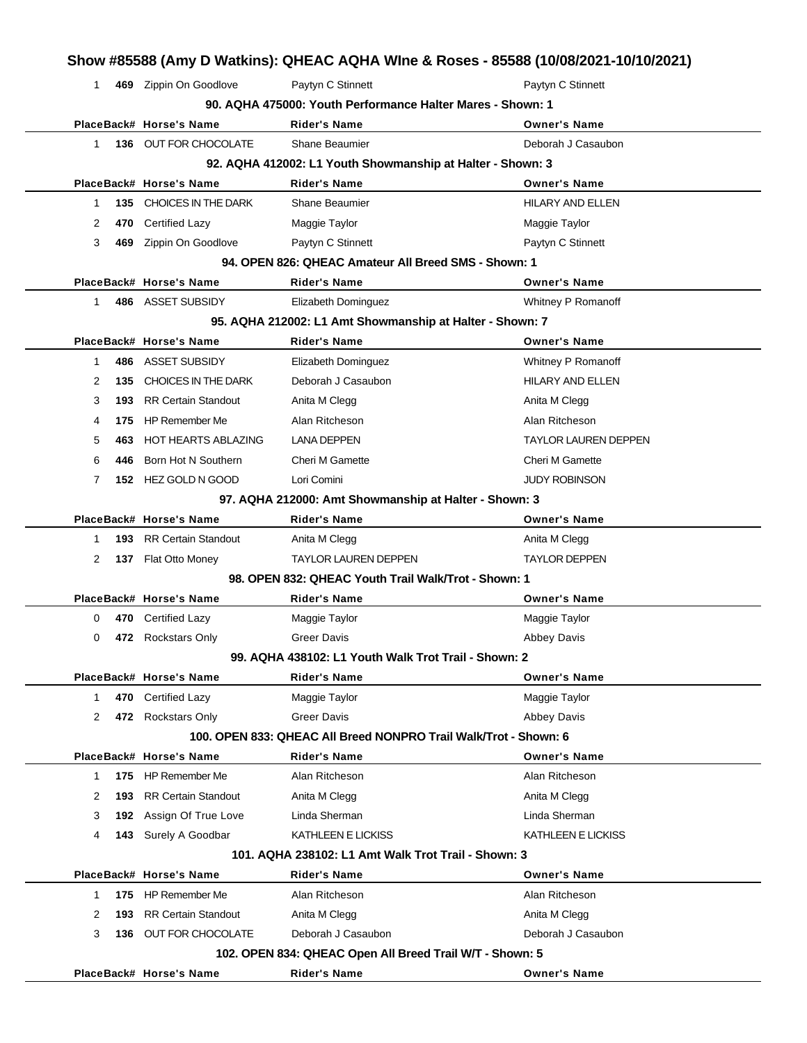# Show #85588 (Amy D Watkins): QHEAC AQHA WIne & Roses - 85588 (10/08/2021-10/10/2021)

| Place | Back# | Horse's Name | Rider's Name | Owner's Name |
|---|---|---|---|---|
| 1 | 469 | Zippin On Goodlove | Paytyn C Stinnett | Paytyn C Stinnett |

### 90. AQHA 475000: Youth Performance Halter Mares - Shown: 1

| Place | Back# | Horse's Name | Rider's Name | Owner's Name |
|---|---|---|---|---|
| 1 | 136 | OUT FOR CHOCOLATE | Shane Beaumier | Deborah J Casaubon |

### 92. AQHA 412002: L1 Youth Showmanship at Halter - Shown: 3

| Place | Back# | Horse's Name | Rider's Name | Owner's Name |
|---|---|---|---|---|
| 1 | 135 | CHOICES IN THE DARK | Shane Beaumier | HILARY AND ELLEN |
| 2 | 470 | Certified Lazy | Maggie Taylor | Maggie Taylor |
| 3 | 469 | Zippin On Goodlove | Paytyn C Stinnett | Paytyn C Stinnett |

### 94. OPEN 826: QHEAC Amateur All Breed SMS - Shown: 1

| Place | Back# | Horse's Name | Rider's Name | Owner's Name |
|---|---|---|---|---|
| 1 | 486 | ASSET SUBSIDY | Elizabeth Dominguez | Whitney P Romanoff |

### 95. AQHA 212002: L1 Amt Showmanship at Halter - Shown: 7

| Place | Back# | Horse's Name | Rider's Name | Owner's Name |
|---|---|---|---|---|
| 1 | 486 | ASSET SUBSIDY | Elizabeth Dominguez | Whitney P Romanoff |
| 2 | 135 | CHOICES IN THE DARK | Deborah J Casaubon | HILARY AND ELLEN |
| 3 | 193 | RR Certain Standout | Anita M Clegg | Anita M Clegg |
| 4 | 175 | HP Remember Me | Alan Ritcheson | Alan Ritcheson |
| 5 | 463 | HOT HEARTS ABLAZING | LANA DEPPEN | TAYLOR LAUREN DEPPEN |
| 6 | 446 | Born Hot N Southern | Cheri M Gamette | Cheri M Gamette |
| 7 | 152 | HEZ GOLD N GOOD | Lori Comini | JUDY ROBINSON |

### 97. AQHA 212000: Amt Showmanship at Halter - Shown: 3

| Place | Back# | Horse's Name | Rider's Name | Owner's Name |
|---|---|---|---|---|
| 1 | 193 | RR Certain Standout | Anita M Clegg | Anita M Clegg |
| 2 | 137 | Flat Otto Money | TAYLOR LAUREN DEPPEN | TAYLOR DEPPEN |

### 98. OPEN 832: QHEAC Youth Trail Walk/Trot - Shown: 1

| Place | Back# | Horse's Name | Rider's Name | Owner's Name |
|---|---|---|---|---|
| 0 | 470 | Certified Lazy | Maggie Taylor | Maggie Taylor |
| 0 | 472 | Rockstars Only | Greer Davis | Abbey Davis |

### 99. AQHA 438102: L1 Youth Walk Trot Trail - Shown: 2

| Place | Back# | Horse's Name | Rider's Name | Owner's Name |
|---|---|---|---|---|
| 1 | 470 | Certified Lazy | Maggie Taylor | Maggie Taylor |
| 2 | 472 | Rockstars Only | Greer Davis | Abbey Davis |

### 100. OPEN 833: QHEAC All Breed NONPRO Trail Walk/Trot - Shown: 6

| Place | Back# | Horse's Name | Rider's Name | Owner's Name |
|---|---|---|---|---|
| 1 | 175 | HP Remember Me | Alan Ritcheson | Alan Ritcheson |
| 2 | 193 | RR Certain Standout | Anita M Clegg | Anita M Clegg |
| 3 | 192 | Assign Of True Love | Linda Sherman | Linda Sherman |
| 4 | 143 | Surely A Goodbar | KATHLEEN E LICKISS | KATHLEEN E LICKISS |

### 101. AQHA 238102: L1 Amt Walk Trot Trail - Shown: 3

| Place | Back# | Horse's Name | Rider's Name | Owner's Name |
|---|---|---|---|---|
| 1 | 175 | HP Remember Me | Alan Ritcheson | Alan Ritcheson |
| 2 | 193 | RR Certain Standout | Anita M Clegg | Anita M Clegg |
| 3 | 136 | OUT FOR CHOCOLATE | Deborah J Casaubon | Deborah J Casaubon |

### 102. OPEN 834: QHEAC Open All Breed Trail W/T - Shown: 5

| Place | Back# | Horse's Name | Rider's Name | Owner's Name |
|---|---|---|---|---|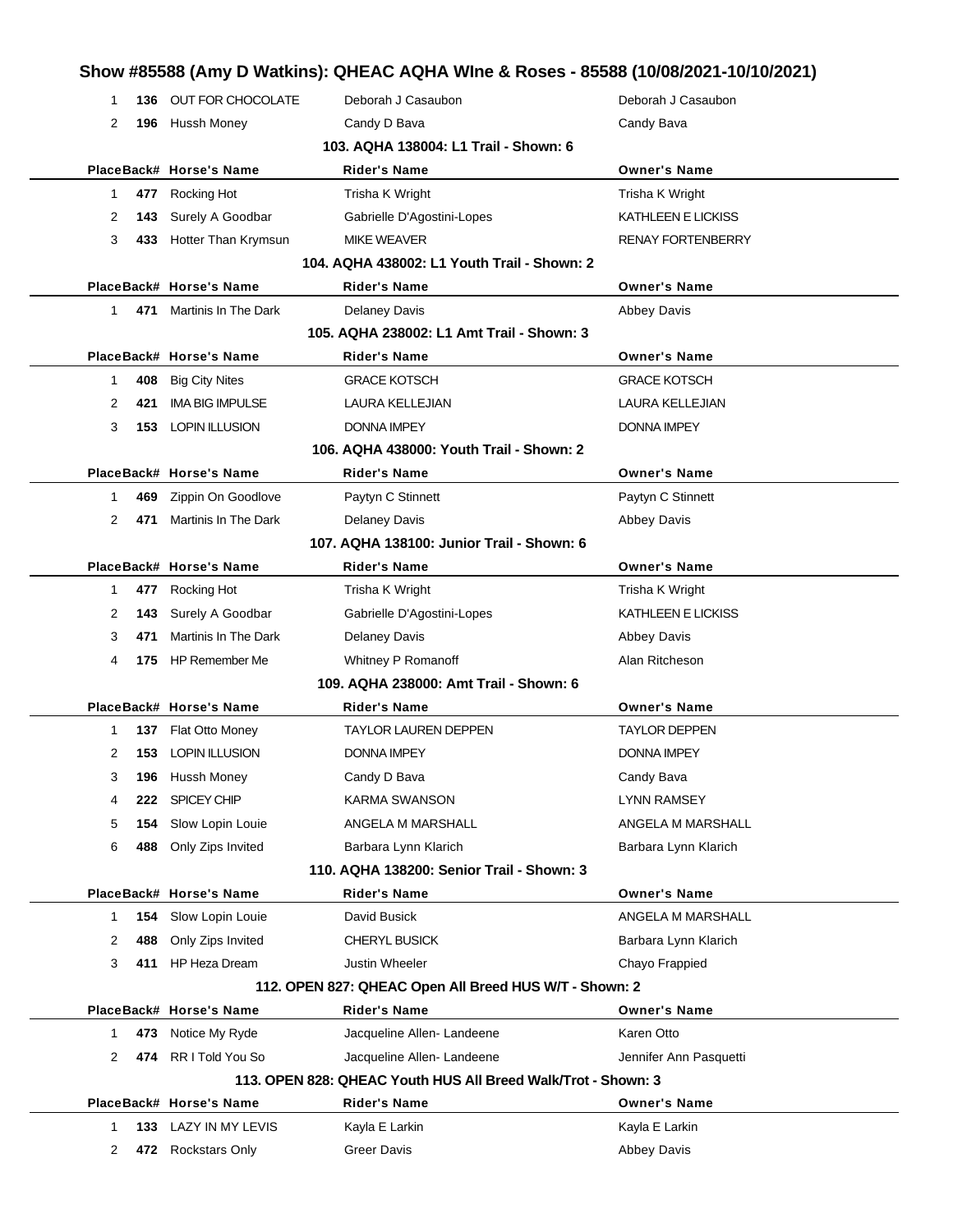| Place | Back# | Horse's Name | Rider's Name | Owner's Name |
|---|---|---|---|---|
| 1 | 136 | OUT FOR CHOCOLATE | Deborah J Casaubon | Deborah J Casaubon |
| 2 | 196 | Hussh Money | Candy D Bava | Candy Bava |

### 103. AQHA 138004: L1 Trail - Shown: 6

| Place | Back# | Horse's Name | Rider's Name | Owner's Name |
|---|---|---|---|---|
| 1 | 477 | Rocking Hot | Trisha K Wright | Trisha K Wright |
| 2 | 143 | Surely A Goodbar | Gabrielle D'Agostini-Lopes | KATHLEEN E LICKISS |
| 3 | 433 | Hotter Than Krymsun | MIKE WEAVER | RENAY FORTENBERRY |

### 104. AQHA 438002: L1 Youth Trail - Shown: 2

| Place | Back# | Horse's Name | Rider's Name | Owner's Name |
|---|---|---|---|---|
| 1 | 471 | Martinis In The Dark | Delaney Davis | Abbey Davis |

### 105. AQHA 238002: L1 Amt Trail - Shown: 3

| Place | Back# | Horse's Name | Rider's Name | Owner's Name |
|---|---|---|---|---|
| 1 | 408 | Big City Nites | GRACE KOTSCH | GRACE KOTSCH |
| 2 | 421 | IMA BIG IMPULSE | LAURA KELLEJIAN | LAURA KELLEJIAN |
| 3 | 153 | LOPIN ILLUSION | DONNA IMPEY | DONNA IMPEY |

### 106. AQHA 438000: Youth Trail - Shown: 2

| Place | Back# | Horse's Name | Rider's Name | Owner's Name |
|---|---|---|---|---|
| 1 | 469 | Zippin On Goodlove | Paytyn C Stinnett | Paytyn C Stinnett |
| 2 | 471 | Martinis In The Dark | Delaney Davis | Abbey Davis |

### 107. AQHA 138100: Junior Trail - Shown: 6

| Place | Back# | Horse's Name | Rider's Name | Owner's Name |
|---|---|---|---|---|
| 1 | 477 | Rocking Hot | Trisha K Wright | Trisha K Wright |
| 2 | 143 | Surely A Goodbar | Gabrielle D'Agostini-Lopes | KATHLEEN E LICKISS |
| 3 | 471 | Martinis In The Dark | Delaney Davis | Abbey Davis |
| 4 | 175 | HP Remember Me | Whitney P Romanoff | Alan Ritcheson |

### 109. AQHA 238000: Amt Trail - Shown: 6

| Place | Back# | Horse's Name | Rider's Name | Owner's Name |
|---|---|---|---|---|
| 1 | 137 | Flat Otto Money | TAYLOR LAUREN DEPPEN | TAYLOR DEPPEN |
| 2 | 153 | LOPIN ILLUSION | DONNA IMPEY | DONNA IMPEY |
| 3 | 196 | Hussh Money | Candy D Bava | Candy Bava |
| 4 | 222 | SPICEY CHIP | KARMA SWANSON | LYNN RAMSEY |
| 5 | 154 | Slow Lopin Louie | ANGELA M MARSHALL | ANGELA M MARSHALL |
| 6 | 488 | Only Zips Invited | Barbara Lynn Klarich | Barbara Lynn Klarich |

### 110. AQHA 138200: Senior Trail - Shown: 3

| Place | Back# | Horse's Name | Rider's Name | Owner's Name |
|---|---|---|---|---|
| 1 | 154 | Slow Lopin Louie | David Busick | ANGELA M MARSHALL |
| 2 | 488 | Only Zips Invited | CHERYL BUSICK | Barbara Lynn Klarich |
| 3 | 411 | HP Heza Dream | Justin Wheeler | Chayo Frappied |

### 112. OPEN 827: QHEAC Open All Breed HUS W/T - Shown: 2

| Place | Back# | Horse's Name | Rider's Name | Owner's Name |
|---|---|---|---|---|
| 1 | 473 | Notice My Ryde | Jacqueline Allen- Landeene | Karen Otto |
| 2 | 474 | RR I Told You So | Jacqueline Allen- Landeene | Jennifer Ann Pasquetti |

### 113. OPEN 828: QHEAC Youth HUS All Breed Walk/Trot - Shown: 3

| Place | Back# | Horse's Name | Rider's Name | Owner's Name |
|---|---|---|---|---|
| 1 | 133 | LAZY IN MY LEVIS | Kayla E Larkin | Kayla E Larkin |
| 2 | 472 | Rockstars Only | Greer Davis | Abbey Davis |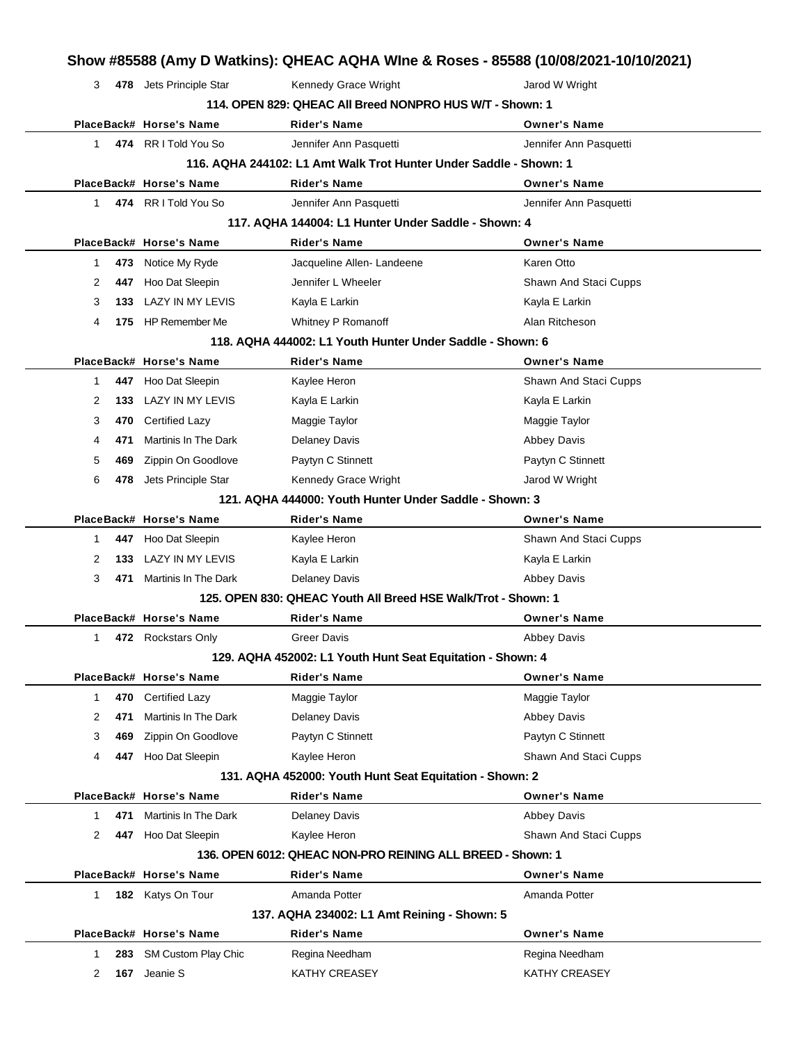| Place | Back# | Horse's Name | Rider's Name | Owner's Name |
|---|---|---|---|---|
| 3 | 478 | Jets Principle Star | Kennedy Grace Wright | Jarod W Wright |

### 114. OPEN 829: QHEAC All Breed NONPRO HUS W/T - Shown: 1

| Place | Back# | Horse's Name | Rider's Name | Owner's Name |
|---|---|---|---|---|
| 1 | 474 | RR I Told You So | Jennifer Ann Pasquetti | Jennifer Ann Pasquetti |

### 116. AQHA 244102: L1 Amt Walk Trot Hunter Under Saddle - Shown: 1

| Place | Back# | Horse's Name | Rider's Name | Owner's Name |
|---|---|---|---|---|
| 1 | 474 | RR I Told You So | Jennifer Ann Pasquetti | Jennifer Ann Pasquetti |

### 117. AQHA 144004: L1 Hunter Under Saddle - Shown: 4

| Place | Back# | Horse's Name | Rider's Name | Owner's Name |
|---|---|---|---|---|
| 1 | 473 | Notice My Ryde | Jacqueline Allen- Landeene | Karen Otto |
| 2 | 447 | Hoo Dat Sleepin | Jennifer L Wheeler | Shawn And Staci Cupps |
| 3 | 133 | LAZY IN MY LEVIS | Kayla E Larkin | Kayla E Larkin |
| 4 | 175 | HP Remember Me | Whitney P Romanoff | Alan Ritcheson |

### 118. AQHA 444002: L1 Youth Hunter Under Saddle - Shown: 6

| Place | Back# | Horse's Name | Rider's Name | Owner's Name |
|---|---|---|---|---|
| 1 | 447 | Hoo Dat Sleepin | Kaylee Heron | Shawn And Staci Cupps |
| 2 | 133 | LAZY IN MY LEVIS | Kayla E Larkin | Kayla E Larkin |
| 3 | 470 | Certified Lazy | Maggie Taylor | Maggie Taylor |
| 4 | 471 | Martinis In The Dark | Delaney Davis | Abbey Davis |
| 5 | 469 | Zippin On Goodlove | Paytyn C Stinnett | Paytyn C Stinnett |
| 6 | 478 | Jets Principle Star | Kennedy Grace Wright | Jarod W Wright |

### 121. AQHA 444000: Youth Hunter Under Saddle - Shown: 3

| Place | Back# | Horse's Name | Rider's Name | Owner's Name |
|---|---|---|---|---|
| 1 | 447 | Hoo Dat Sleepin | Kaylee Heron | Shawn And Staci Cupps |
| 2 | 133 | LAZY IN MY LEVIS | Kayla E Larkin | Kayla E Larkin |
| 3 | 471 | Martinis In The Dark | Delaney Davis | Abbey Davis |

### 125. OPEN 830: QHEAC Youth All Breed HSE Walk/Trot - Shown: 1

| Place | Back# | Horse's Name | Rider's Name | Owner's Name |
|---|---|---|---|---|
| 1 | 472 | Rockstars Only | Greer Davis | Abbey Davis |

### 129. AQHA 452002: L1 Youth Hunt Seat Equitation - Shown: 4

| Place | Back# | Horse's Name | Rider's Name | Owner's Name |
|---|---|---|---|---|
| 1 | 470 | Certified Lazy | Maggie Taylor | Maggie Taylor |
| 2 | 471 | Martinis In The Dark | Delaney Davis | Abbey Davis |
| 3 | 469 | Zippin On Goodlove | Paytyn C Stinnett | Paytyn C Stinnett |
| 4 | 447 | Hoo Dat Sleepin | Kaylee Heron | Shawn And Staci Cupps |

### 131. AQHA 452000: Youth Hunt Seat Equitation - Shown: 2

| Place | Back# | Horse's Name | Rider's Name | Owner's Name |
|---|---|---|---|---|
| 1 | 471 | Martinis In The Dark | Delaney Davis | Abbey Davis |
| 2 | 447 | Hoo Dat Sleepin | Kaylee Heron | Shawn And Staci Cupps |

### 136. OPEN 6012: QHEAC NON-PRO REINING ALL BREED - Shown: 1

| Place | Back# | Horse's Name | Rider's Name | Owner's Name |
|---|---|---|---|---|
| 1 | 182 | Katys On Tour | Amanda Potter | Amanda Potter |

### 137. AQHA 234002: L1 Amt Reining - Shown: 5

| Place | Back# | Horse's Name | Rider's Name | Owner's Name |
|---|---|---|---|---|
| 1 | 283 | SM Custom Play Chic | Regina Needham | Regina Needham |
| 2 | 167 | Jeanie S | KATHY CREASEY | KATHY CREASEY |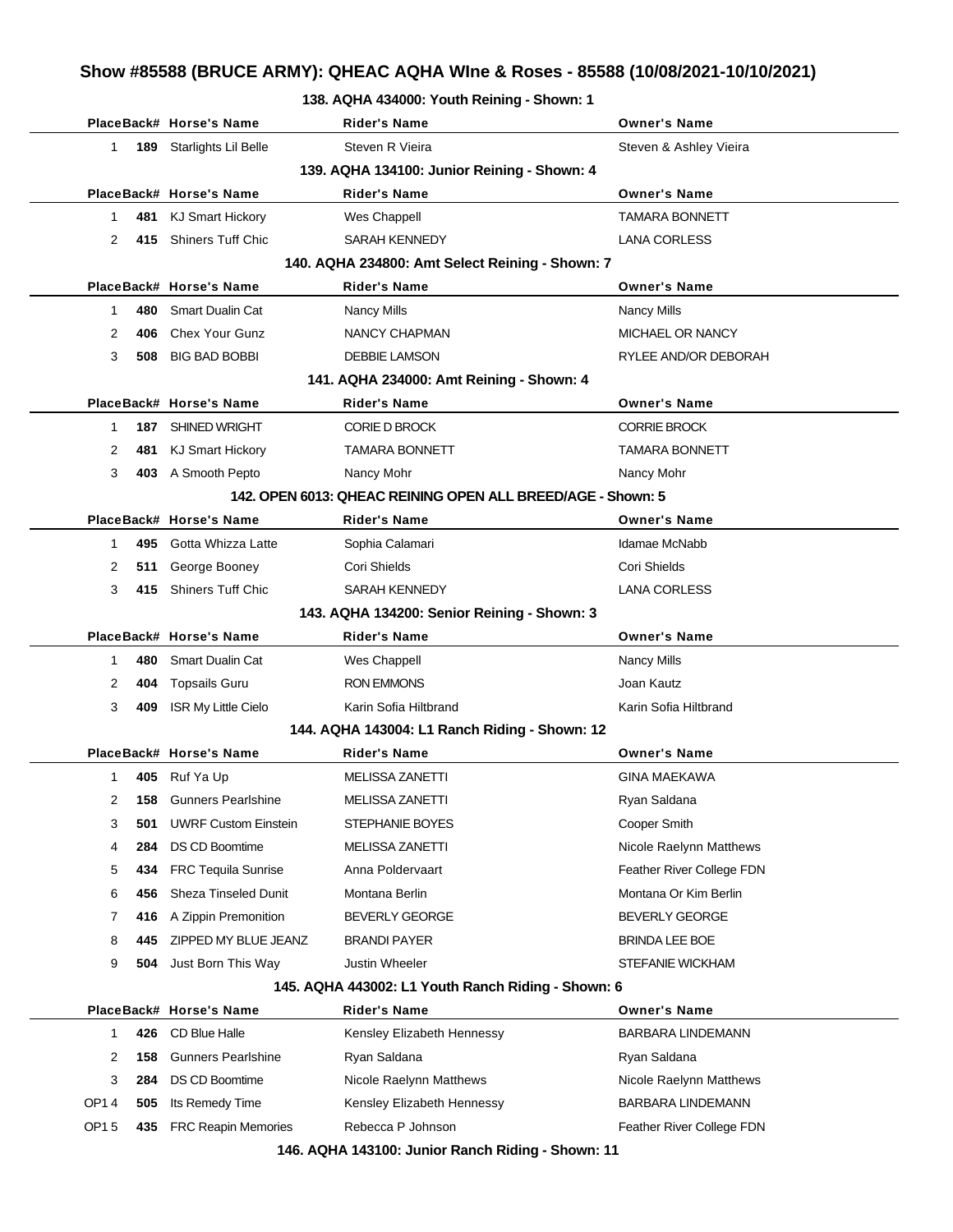## Show #85588 (BRUCE ARMY): QHEAC AQHA WIne & Roses - 85588 (10/08/2021-10/10/2021)

### 138. AQHA 434000: Youth Reining - Shown: 1

| Place | Back# | Horse's Name | Rider's Name | Owner's Name |
|---|---|---|---|---|
| 1 | 189 | Starlights Lil Belle | Steven R Vieira | Steven & Ashley Vieira |

### 139. AQHA 134100: Junior Reining - Shown: 4

| Place | Back# | Horse's Name | Rider's Name | Owner's Name |
|---|---|---|---|---|
| 1 | 481 | KJ Smart Hickory | Wes Chappell | TAMARA BONNETT |
| 2 | 415 | Shiners Tuff Chic | SARAH KENNEDY | LANA CORLESS |

### 140. AQHA 234800: Amt Select Reining - Shown: 7

| Place | Back# | Horse's Name | Rider's Name | Owner's Name |
|---|---|---|---|---|
| 1 | 480 | Smart Dualin Cat | Nancy Mills | Nancy Mills |
| 2 | 406 | Chex Your Gunz | NANCY CHAPMAN | MICHAEL OR NANCY |
| 3 | 508 | BIG BAD BOBBI | DEBBIE LAMSON | RYLEE AND/OR DEBORAH |

### 141. AQHA 234000: Amt Reining - Shown: 4

| Place | Back# | Horse's Name | Rider's Name | Owner's Name |
|---|---|---|---|---|
| 1 | 187 | SHINED WRIGHT | CORIE D BROCK | CORRIE BROCK |
| 2 | 481 | KJ Smart Hickory | TAMARA BONNETT | TAMARA BONNETT |
| 3 | 403 | A Smooth Pepto | Nancy Mohr | Nancy Mohr |

### 142. OPEN 6013: QHEAC REINING OPEN ALL BREED/AGE - Shown: 5

| Place | Back# | Horse's Name | Rider's Name | Owner's Name |
|---|---|---|---|---|
| 1 | 495 | Gotta Whizza Latte | Sophia Calamari | Idamae McNabb |
| 2 | 511 | George Booney | Cori Shields | Cori Shields |
| 3 | 415 | Shiners Tuff Chic | SARAH KENNEDY | LANA CORLESS |

### 143. AQHA 134200: Senior Reining - Shown: 3

| Place | Back# | Horse's Name | Rider's Name | Owner's Name |
|---|---|---|---|---|
| 1 | 480 | Smart Dualin Cat | Wes Chappell | Nancy Mills |
| 2 | 404 | Topsails Guru | RON EMMONS | Joan Kautz |
| 3 | 409 | ISR My Little Cielo | Karin Sofia Hiltbrand | Karin Sofia Hiltbrand |

### 144. AQHA 143004: L1 Ranch Riding - Shown: 12

| Place | Back# | Horse's Name | Rider's Name | Owner's Name |
|---|---|---|---|---|
| 1 | 405 | Ruf Ya Up | MELISSA ZANETTI | GINA MAEKAWA |
| 2 | 158 | Gunners Pearlshine | MELISSA ZANETTI | Ryan Saldana |
| 3 | 501 | UWRF Custom Einstein | STEPHANIE BOYES | Cooper Smith |
| 4 | 284 | DS CD Boomtime | MELISSA ZANETTI | Nicole Raelynn Matthews |
| 5 | 434 | FRC Tequila Sunrise | Anna Poldervaart | Feather River College FDN |
| 6 | 456 | Sheza Tinseled Dunit | Montana Berlin | Montana Or Kim Berlin |
| 7 | 416 | A Zippin Premonition | BEVERLY GEORGE | BEVERLY GEORGE |
| 8 | 445 | ZIPPED MY BLUE JEANZ | BRANDI PAYER | BRINDA LEE BOE |
| 9 | 504 | Just Born This Way | Justin Wheeler | STEFANIE WICKHAM |

### 145. AQHA 443002: L1 Youth Ranch Riding - Shown: 6

| Place | Back# | Horse's Name | Rider's Name | Owner's Name |
|---|---|---|---|---|
| 1 | 426 | CD Blue Halle | Kensley Elizabeth Hennessy | BARBARA LINDEMANN |
| 2 | 158 | Gunners Pearlshine | Ryan Saldana | Ryan Saldana |
| 3 | 284 | DS CD Boomtime | Nicole Raelynn Matthews | Nicole Raelynn Matthews |
| OP1 4 | 505 | Its Remedy Time | Kensley Elizabeth Hennessy | BARBARA LINDEMANN |
| OP1 5 | 435 | FRC Reapin Memories | Rebecca P Johnson | Feather River College FDN |

### 146. AQHA 143100: Junior Ranch Riding - Shown: 11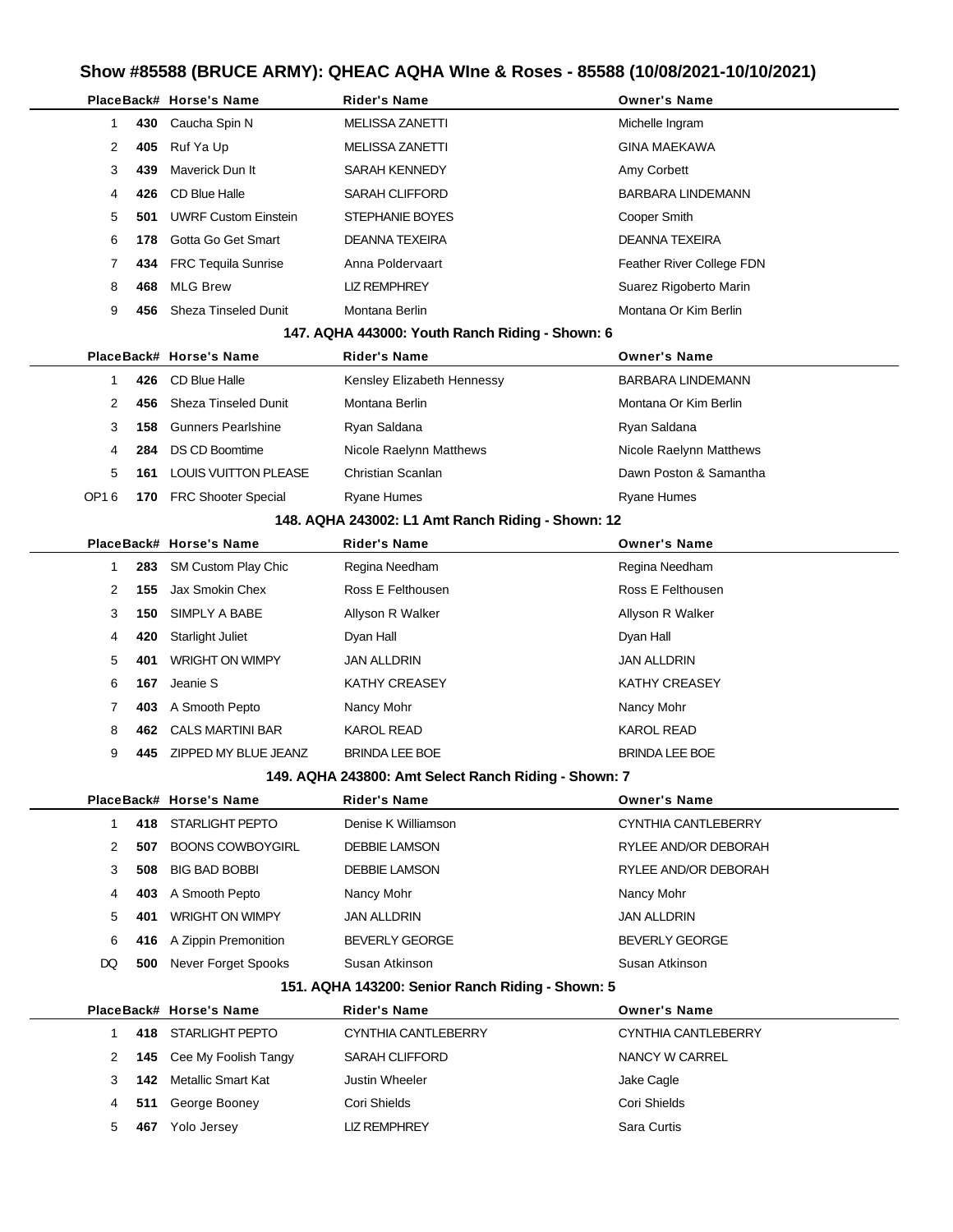## Show #85588 (BRUCE ARMY): QHEAC AQHA WIne & Roses - 85588 (10/08/2021-10/10/2021)

| Place | Back# | Horse's Name | Rider's Name | Owner's Name |
|---|---|---|---|---|
| 1 | 430 | Caucha Spin N | MELISSA ZANETTI | Michelle Ingram |
| 2 | 405 | Ruf Ya Up | MELISSA ZANETTI | GINA MAEKAWA |
| 3 | 439 | Maverick Dun It | SARAH KENNEDY | Amy Corbett |
| 4 | 426 | CD Blue Halle | SARAH CLIFFORD | BARBARA LINDEMANN |
| 5 | 501 | UWRF Custom Einstein | STEPHANIE BOYES | Cooper Smith |
| 6 | 178 | Gotta Go Get Smart | DEANNA TEXEIRA | DEANNA TEXEIRA |
| 7 | 434 | FRC Tequila Sunrise | Anna Poldervaart | Feather River College FDN |
| 8 | 468 | MLG Brew | LIZ REMPHREY | Suarez Rigoberto Marin |
| 9 | 456 | Sheza Tinseled Dunit | Montana Berlin | Montana Or Kim Berlin |

### 147. AQHA 443000: Youth Ranch Riding - Shown: 6

| Place | Back# | Horse's Name | Rider's Name | Owner's Name |
|---|---|---|---|---|
| 1 | 426 | CD Blue Halle | Kensley Elizabeth Hennessy | BARBARA LINDEMANN |
| 2 | 456 | Sheza Tinseled Dunit | Montana Berlin | Montana Or Kim Berlin |
| 3 | 158 | Gunners Pearlshine | Ryan Saldana | Ryan Saldana |
| 4 | 284 | DS CD Boomtime | Nicole Raelynn Matthews | Nicole Raelynn Matthews |
| 5 | 161 | LOUIS VUITTON PLEASE | Christian Scanlan | Dawn Poston & Samantha |
| OP1 6 | 170 | FRC Shooter Special | Ryane Humes | Ryane Humes |

### 148. AQHA 243002: L1 Amt Ranch Riding - Shown: 12

| Place | Back# | Horse's Name | Rider's Name | Owner's Name |
|---|---|---|---|---|
| 1 | 283 | SM Custom Play Chic | Regina Needham | Regina Needham |
| 2 | 155 | Jax Smokin Chex | Ross E Felthousen | Ross E Felthousen |
| 3 | 150 | SIMPLY A BABE | Allyson R Walker | Allyson R Walker |
| 4 | 420 | Starlight Juliet | Dyan Hall | Dyan Hall |
| 5 | 401 | WRIGHT ON WIMPY | JAN ALLDRIN | JAN ALLDRIN |
| 6 | 167 | Jeanie S | KATHY CREASEY | KATHY CREASEY |
| 7 | 403 | A Smooth Pepto | Nancy Mohr | Nancy Mohr |
| 8 | 462 | CALS MARTINI BAR | KAROL READ | KAROL READ |
| 9 | 445 | ZIPPED MY BLUE JEANZ | BRINDA LEE BOE | BRINDA LEE BOE |

### 149. AQHA 243800: Amt Select Ranch Riding - Shown: 7

| Place | Back# | Horse's Name | Rider's Name | Owner's Name |
|---|---|---|---|---|
| 1 | 418 | STARLIGHT PEPTO | Denise K Williamson | CYNTHIA CANTLEBERRY |
| 2 | 507 | BOONS COWBOYGIRL | DEBBIE LAMSON | RYLEE AND/OR DEBORAH |
| 3 | 508 | BIG BAD BOBBI | DEBBIE LAMSON | RYLEE AND/OR DEBORAH |
| 4 | 403 | A Smooth Pepto | Nancy Mohr | Nancy Mohr |
| 5 | 401 | WRIGHT ON WIMPY | JAN ALLDRIN | JAN ALLDRIN |
| 6 | 416 | A Zippin Premonition | BEVERLY GEORGE | BEVERLY GEORGE |
| DQ | 500 | Never Forget Spooks | Susan Atkinson | Susan Atkinson |

### 151. AQHA 143200: Senior Ranch Riding - Shown: 5

| Place | Back# | Horse's Name | Rider's Name | Owner's Name |
|---|---|---|---|---|
| 1 | 418 | STARLIGHT PEPTO | CYNTHIA CANTLEBERRY | CYNTHIA CANTLEBERRY |
| 2 | 145 | Cee My Foolish Tangy | SARAH CLIFFORD | NANCY W CARREL |
| 3 | 142 | Metallic Smart Kat | Justin Wheeler | Jake Cagle |
| 4 | 511 | George Booney | Cori Shields | Cori Shields |
| 5 | 467 | Yolo Jersey | LIZ REMPHREY | Sara Curtis |